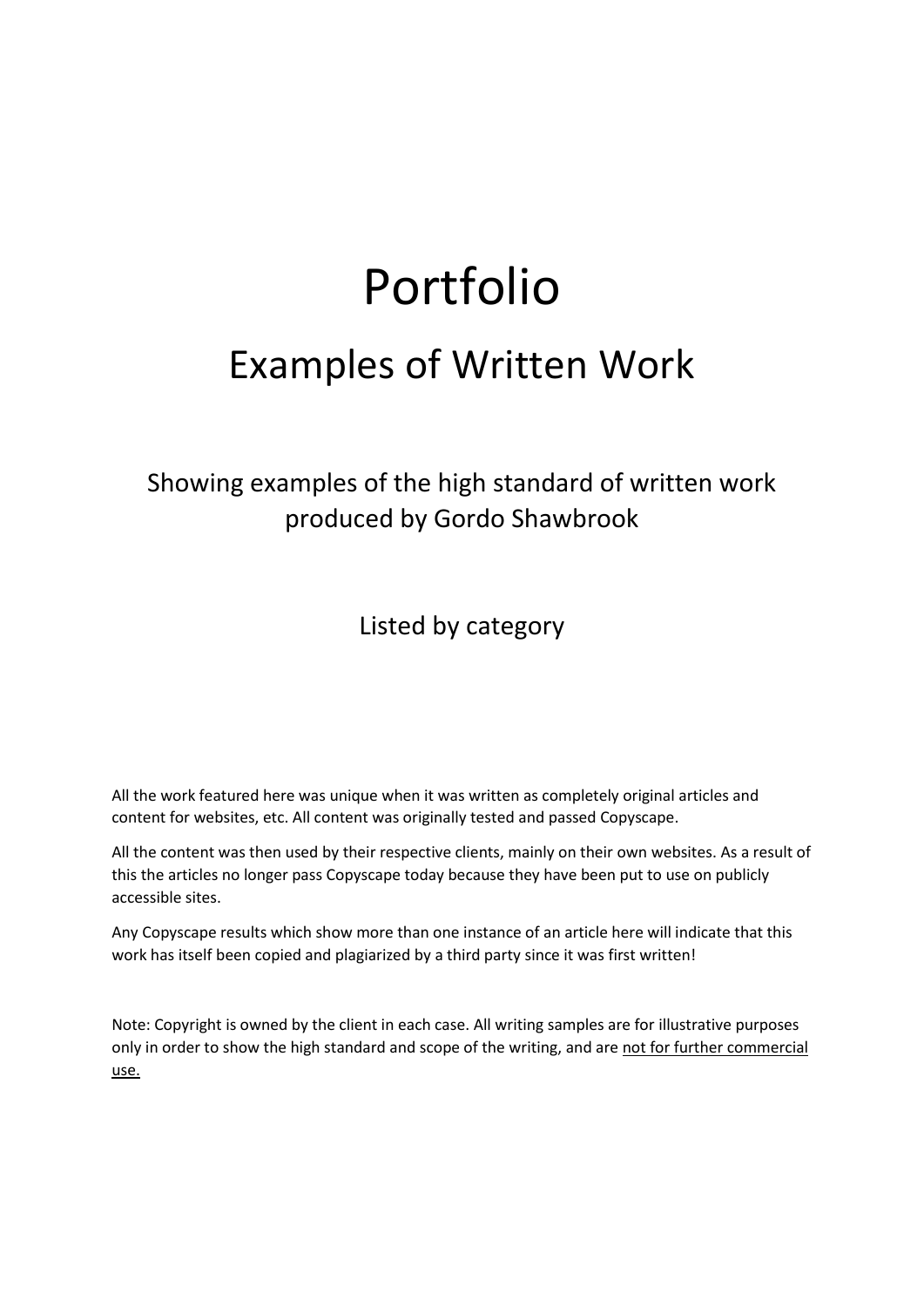# Portfolio

## Examples of Written Work

Showing examples of the high standard of written work produced by Gordo Shawbrook

Listed by category

All the work featured here was unique when it was written as completely original articles and content for websites, etc. All content was originally tested and passed Copyscape.

All the content was then used by their respective clients, mainly on their own websites. As a result of this the articles no longer pass Copyscape today because they have been put to use on publicly accessible sites.

Any Copyscape results which show more than one instance of an article here will indicate that this work has itself been copied and plagiarized by a third party since it was first written!

Note: Copyright is owned by the client in each case. All writing samples are for illustrative purposes only in order to show the high standard and scope of the writing, and are <u>not for further commercial use.</u>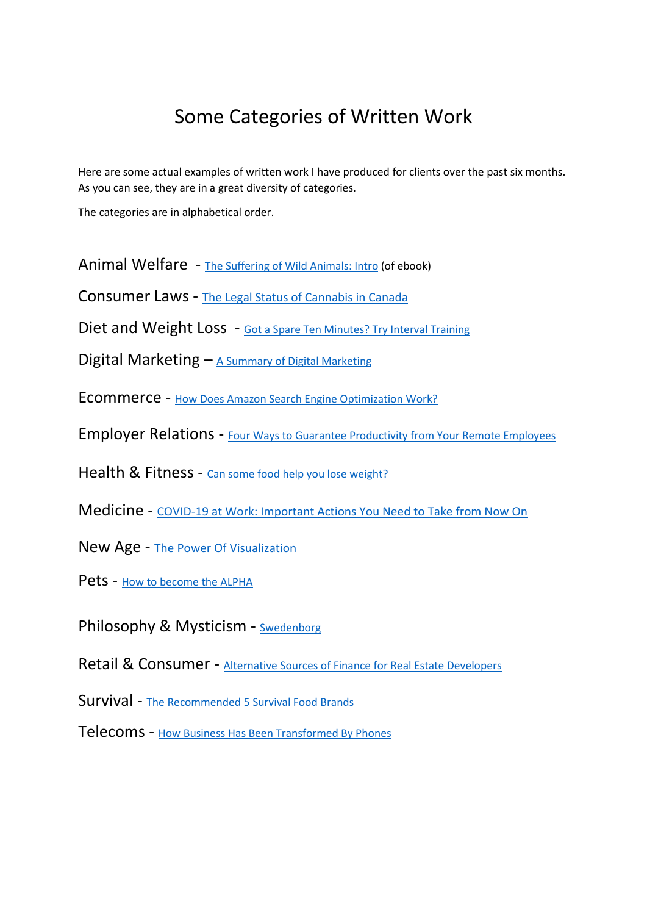# Some Categories of Written Work

Here are some actual examples of written work I have produced for clients over the past six months. As you can see, they are in a great diversity of categories.

The categories are in alphabetical order.

Animal Welfare - The Suffering of Wild Animals: Intro (of ebook)

Consumer Laws - The Legal Status of Cannabis in Canada

Diet and Weight Loss - Got a Spare Ten Minutes? Try Interval Training

Digital Marketing – A Summary of Digital Marketing

Ecommerce - How Does Amazon Search Engine Optimization Work?

Employer Relations - Four Ways to Guarantee Productivity from Your Remote Employees

Health & Fitness - Can some food help you lose weight?

Medicine - COVID-19 at Work: Important Actions You Need to Take from Now On

New Age - The Power Of Visualization

Pets - How to become the ALPHA

Philosophy & Mysticism - Swedenborg

Retail & Consumer - Alternative Sources of Finance for Real Estate Developers

Survival - The Recommended 5 Survival Food Brands

Telecoms - How Business Has Been Transformed By Phones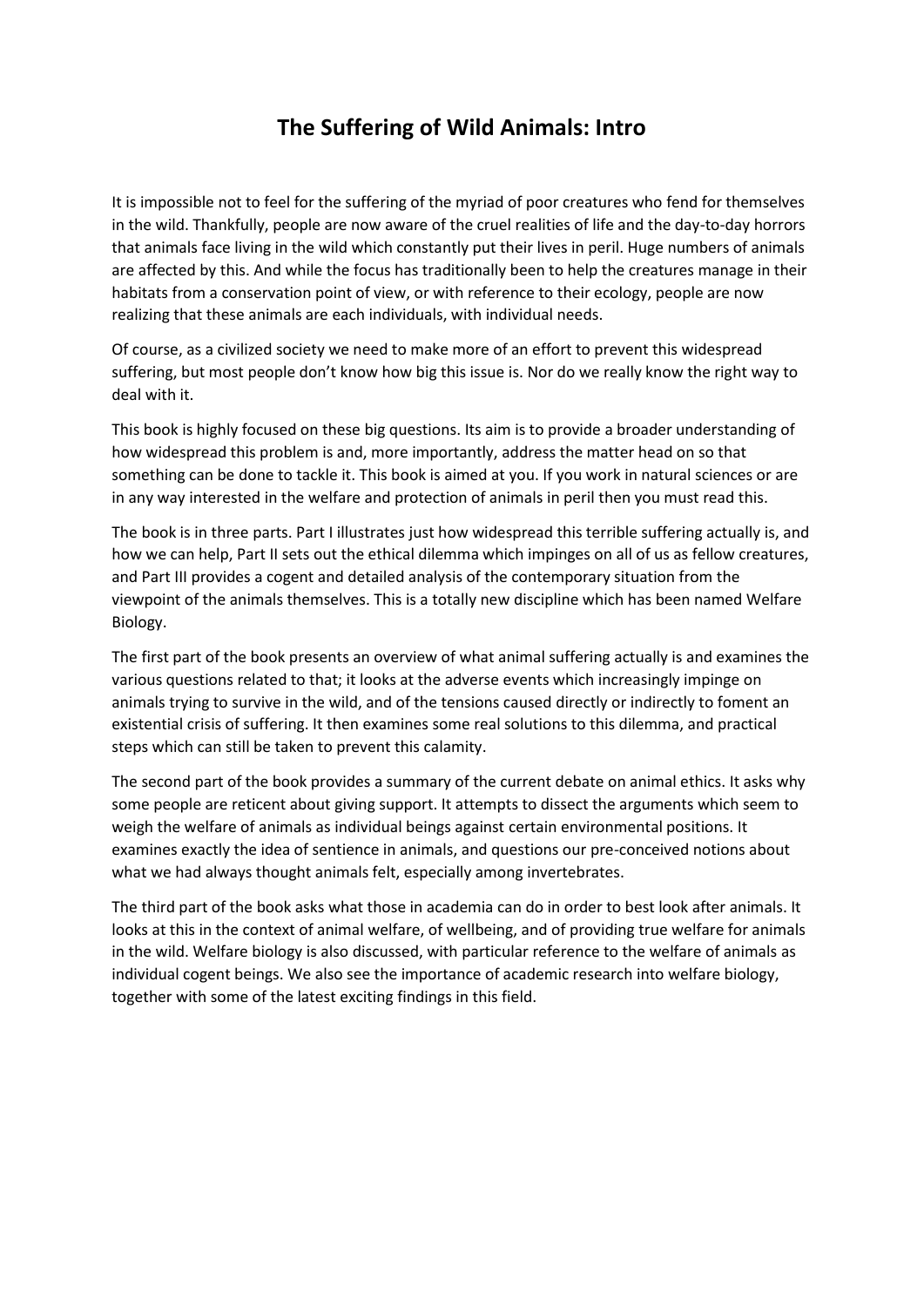# The Suffering of Wild Animals: Intro

It is impossible not to feel for the suffering of the myriad of poor creatures who fend for themselves in the wild. Thankfully, people are now aware of the cruel realities of life and the day-to-day horrors that animals face living in the wild which constantly put their lives in peril. Huge numbers of animals are affected by this. And while the focus has traditionally been to help the creatures manage in their habitats from a conservation point of view, or with reference to their ecology, people are now realizing that these animals are each individuals, with individual needs.

Of course, as a civilized society we need to make more of an effort to prevent this widespread suffering, but most people don't know how big this issue is. Nor do we really know the right way to deal with it.

This book is highly focused on these big questions. Its aim is to provide a broader understanding of how widespread this problem is and, more importantly, address the matter head on so that something can be done to tackle it. This book is aimed at you. If you work in natural sciences or are in any way interested in the welfare and protection of animals in peril then you must read this.

The book is in three parts. Part I illustrates just how widespread this terrible suffering actually is, and how we can help, Part II sets out the ethical dilemma which impinges on all of us as fellow creatures, and Part III provides a cogent and detailed analysis of the contemporary situation from the viewpoint of the animals themselves. This is a totally new discipline which has been named Welfare Biology.

The first part of the book presents an overview of what animal suffering actually is and examines the various questions related to that; it looks at the adverse events which increasingly impinge on animals trying to survive in the wild, and of the tensions caused directly or indirectly to foment an existential crisis of suffering. It then examines some real solutions to this dilemma, and practical steps which can still be taken to prevent this calamity.

The second part of the book provides a summary of the current debate on animal ethics. It asks why some people are reticent about giving support. It attempts to dissect the arguments which seem to weigh the welfare of animals as individual beings against certain environmental positions. It examines exactly the idea of sentience in animals, and questions our pre-conceived notions about what we had always thought animals felt, especially among invertebrates.

The third part of the book asks what those in academia can do in order to best look after animals. It looks at this in the context of animal welfare, of wellbeing, and of providing true welfare for animals in the wild. Welfare biology is also discussed, with particular reference to the welfare of animals as individual cogent beings. We also see the importance of academic research into welfare biology, together with some of the latest exciting findings in this field.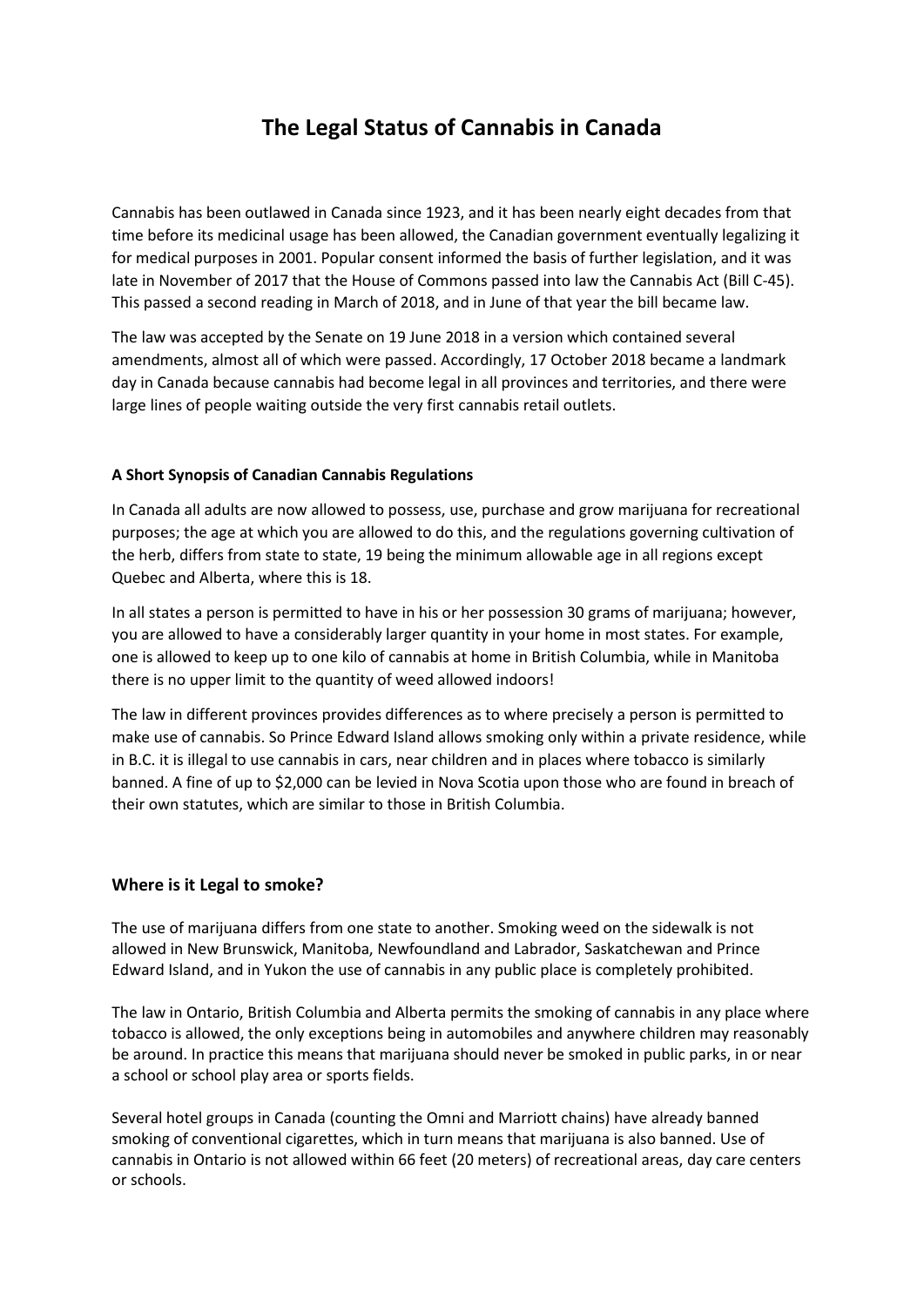# The Legal Status of Cannabis in Canada

Cannabis has been outlawed in Canada since 1923, and it has been nearly eight decades from that time before its medicinal usage has been allowed, the Canadian government eventually legalizing it for medical purposes in 2001. Popular consent informed the basis of further legislation, and it was late in November of 2017 that the House of Commons passed into law the Cannabis Act (Bill C-45). This passed a second reading in March of 2018, and in June of that year the bill became law.

The law was accepted by the Senate on 19 June 2018 in a version which contained several amendments, almost all of which were passed. Accordingly, 17 October 2018 became a landmark day in Canada because cannabis had become legal in all provinces and territories, and there were large lines of people waiting outside the very first cannabis retail outlets.

**A Short Synopsis of Canadian Cannabis Regulations**

In Canada all adults are now allowed to possess, use, purchase and grow marijuana for recreational purposes; the age at which you are allowed to do this, and the regulations governing cultivation of the herb, differs from state to state, 19 being the minimum allowable age in all regions except Quebec and Alberta, where this is 18.

In all states a person is permitted to have in his or her possession 30 grams of marijuana; however, you are allowed to have a considerably larger quantity in your home in most states. For example, one is allowed to keep up to one kilo of cannabis at home in British Columbia, while in Manitoba there is no upper limit to the quantity of weed allowed indoors!

The law in different provinces provides differences as to where precisely a person is permitted to make use of cannabis. So Prince Edward Island allows smoking only within a private residence, while in B.C. it is illegal to use cannabis in cars, near children and in places where tobacco is similarly banned. A fine of up to $2,000 can be levied in Nova Scotia upon those who are found in breach of their own statutes, which are similar to those in British Columbia.

## Where is it Legal to smoke?

The use of marijuana differs from one state to another. Smoking weed on the sidewalk is not allowed in New Brunswick, Manitoba, Newfoundland and Labrador, Saskatchewan and Prince Edward Island, and in Yukon the use of cannabis in any public place is completely prohibited.

The law in Ontario, British Columbia and Alberta permits the smoking of cannabis in any place where tobacco is allowed, the only exceptions being in automobiles and anywhere children may reasonably be around. In practice this means that marijuana should never be smoked in public parks, in or near a school or school play area or sports fields.

Several hotel groups in Canada (counting the Omni and Marriott chains) have already banned smoking of conventional cigarettes, which in turn means that marijuana is also banned. Use of cannabis in Ontario is not allowed within 66 feet (20 meters) of recreational areas, day care centers or schools.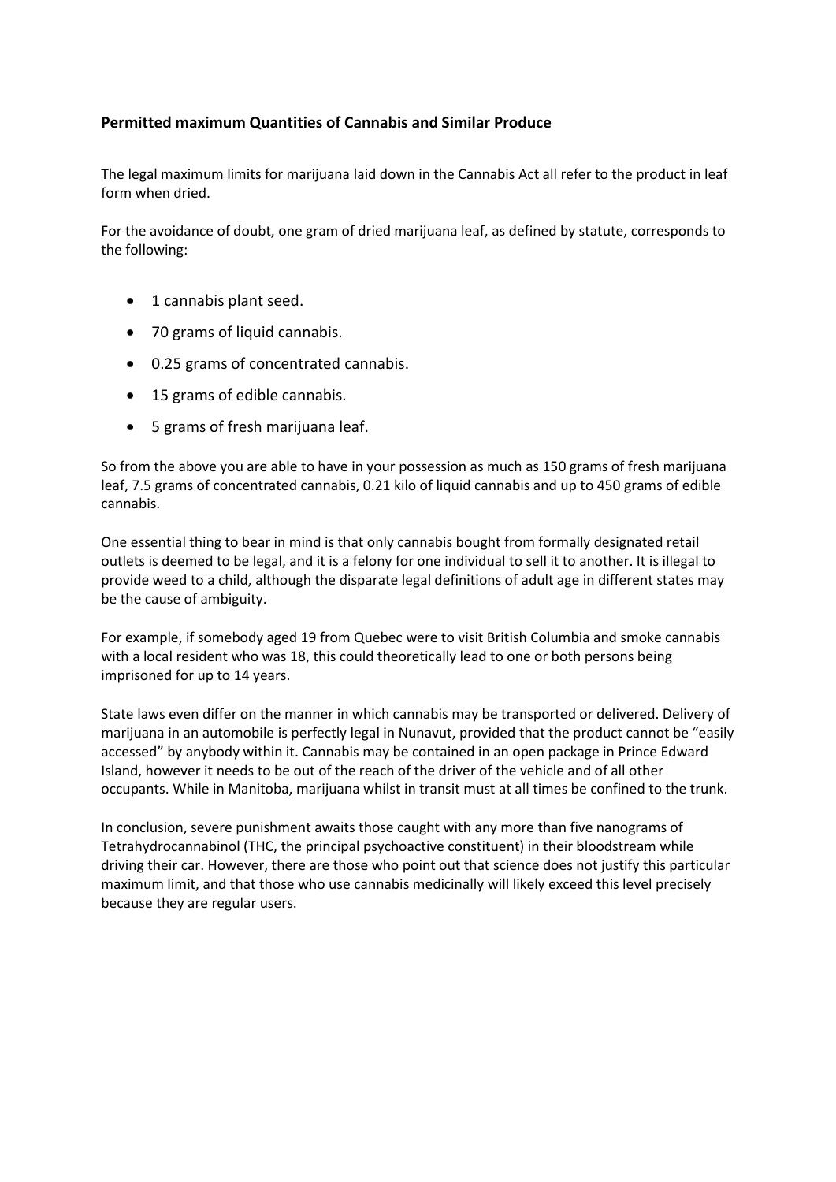**Permitted maximum Quantities of Cannabis and Similar Produce**

The legal maximum limits for marijuana laid down in the Cannabis Act all refer to the product in leaf form when dried.

For the avoidance of doubt, one gram of dried marijuana leaf, as defined by statute, corresponds to the following:

- 1 cannabis plant seed.
- 70 grams of liquid cannabis.
- 0.25 grams of concentrated cannabis.
- 15 grams of edible cannabis.
- 5 grams of fresh marijuana leaf.

So from the above you are able to have in your possession as much as 150 grams of fresh marijuana leaf, 7.5 grams of concentrated cannabis, 0.21 kilo of liquid cannabis and up to 450 grams of edible cannabis.

One essential thing to bear in mind is that only cannabis bought from formally designated retail outlets is deemed to be legal, and it is a felony for one individual to sell it to another. It is illegal to provide weed to a child, although the disparate legal definitions of adult age in different states may be the cause of ambiguity.

For example, if somebody aged 19 from Quebec were to visit British Columbia and smoke cannabis with a local resident who was 18, this could theoretically lead to one or both persons being imprisoned for up to 14 years.

State laws even differ on the manner in which cannabis may be transported or delivered. Delivery of marijuana in an automobile is perfectly legal in Nunavut, provided that the product cannot be "easily accessed" by anybody within it. Cannabis may be contained in an open package in Prince Edward Island, however it needs to be out of the reach of the driver of the vehicle and of all other occupants. While in Manitoba, marijuana whilst in transit must at all times be confined to the trunk.

In conclusion, severe punishment awaits those caught with any more than five nanograms of Tetrahydrocannabinol (THC, the principal psychoactive constituent) in their bloodstream while driving their car. However, there are those who point out that science does not justify this particular maximum limit, and that those who use cannabis medicinally will likely exceed this level precisely because they are regular users.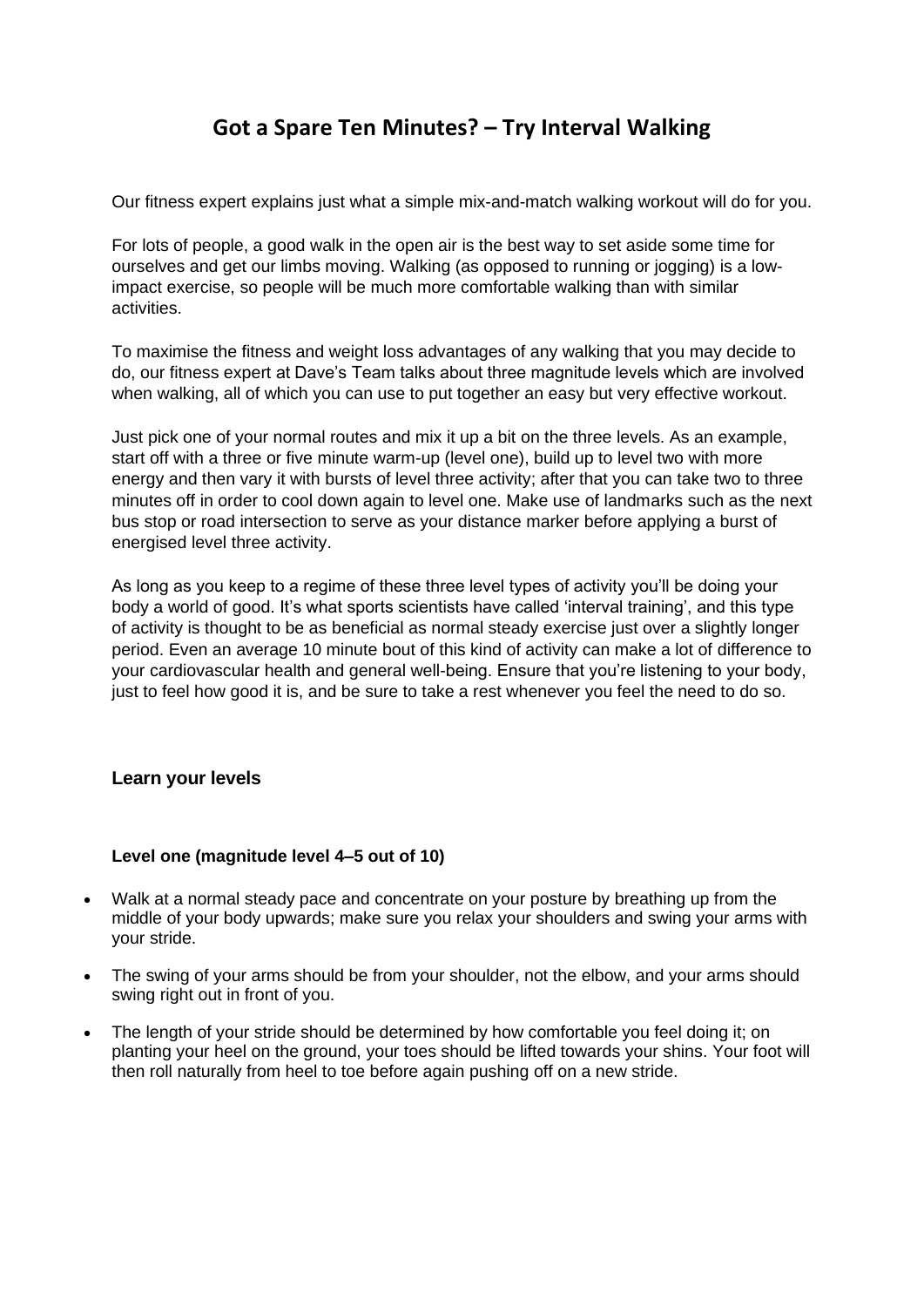# Got a Spare Ten Minutes? – Try Interval Walking

Our fitness expert explains just what a simple mix-and-match walking workout will do for you.

For lots of people, a good walk in the open air is the best way to set aside some time for ourselves and get our limbs moving. Walking (as opposed to running or jogging) is a low-impact exercise, so people will be much more comfortable walking than with similar activities.

To maximise the fitness and weight loss advantages of any walking that you may decide to do, our fitness expert at Dave's Team talks about three magnitude levels which are involved when walking, all of which you can use to put together an easy but very effective workout.

Just pick one of your normal routes and mix it up a bit on the three levels. As an example, start off with a three or five minute warm-up (level one), build up to level two with more energy and then vary it with bursts of level three activity; after that you can take two to three minutes off in order to cool down again to level one. Make use of landmarks such as the next bus stop or road intersection to serve as your distance marker before applying a burst of energised level three activity.

As long as you keep to a regime of these three level types of activity you'll be doing your body a world of good. It's what sports scientists have called 'interval training', and this type of activity is thought to be as beneficial as normal steady exercise just over a slightly longer period. Even an average 10 minute bout of this kind of activity can make a lot of difference to your cardiovascular health and general well-being. Ensure that you're listening to your body, just to feel how good it is, and be sure to take a rest whenever you feel the need to do so.

## Learn your levels

### Level one (magnitude level 4–5 out of 10)

- Walk at a normal steady pace and concentrate on your posture by breathing up from the middle of your body upwards; make sure you relax your shoulders and swing your arms with your stride.
- The swing of your arms should be from your shoulder, not the elbow, and your arms should swing right out in front of you.
- The length of your stride should be determined by how comfortable you feel doing it; on planting your heel on the ground, your toes should be lifted towards your shins. Your foot will then roll naturally from heel to toe before again pushing off on a new stride.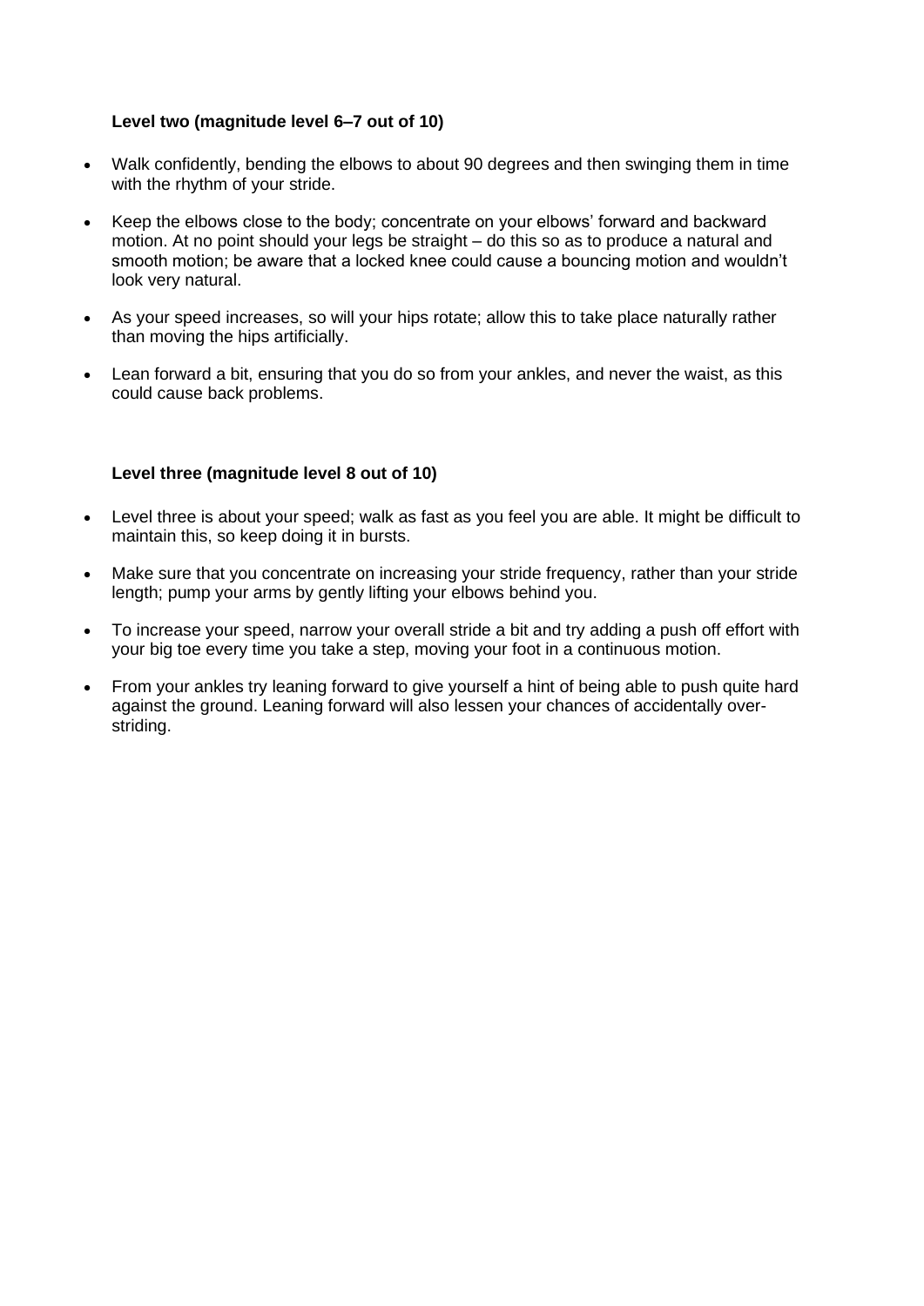**Level two (magnitude level 6–7 out of 10)**

- Walk confidently, bending the elbows to about 90 degrees and then swinging them in time with the rhythm of your stride.
- Keep the elbows close to the body; concentrate on your elbows' forward and backward motion. At no point should your legs be straight – do this so as to produce a natural and smooth motion; be aware that a locked knee could cause a bouncing motion and wouldn't look very natural.
- As your speed increases, so will your hips rotate; allow this to take place naturally rather than moving the hips artificially.
- Lean forward a bit, ensuring that you do so from your ankles, and never the waist, as this could cause back problems.

**Level three (magnitude level 8 out of 10)**

- Level three is about your speed; walk as fast as you feel you are able. It might be difficult to maintain this, so keep doing it in bursts.
- Make sure that you concentrate on increasing your stride frequency, rather than your stride length; pump your arms by gently lifting your elbows behind you.
- To increase your speed, narrow your overall stride a bit and try adding a push off effort with your big toe every time you take a step, moving your foot in a continuous motion.
- From your ankles try leaning forward to give yourself a hint of being able to push quite hard against the ground. Leaning forward will also lessen your chances of accidentally over-striding.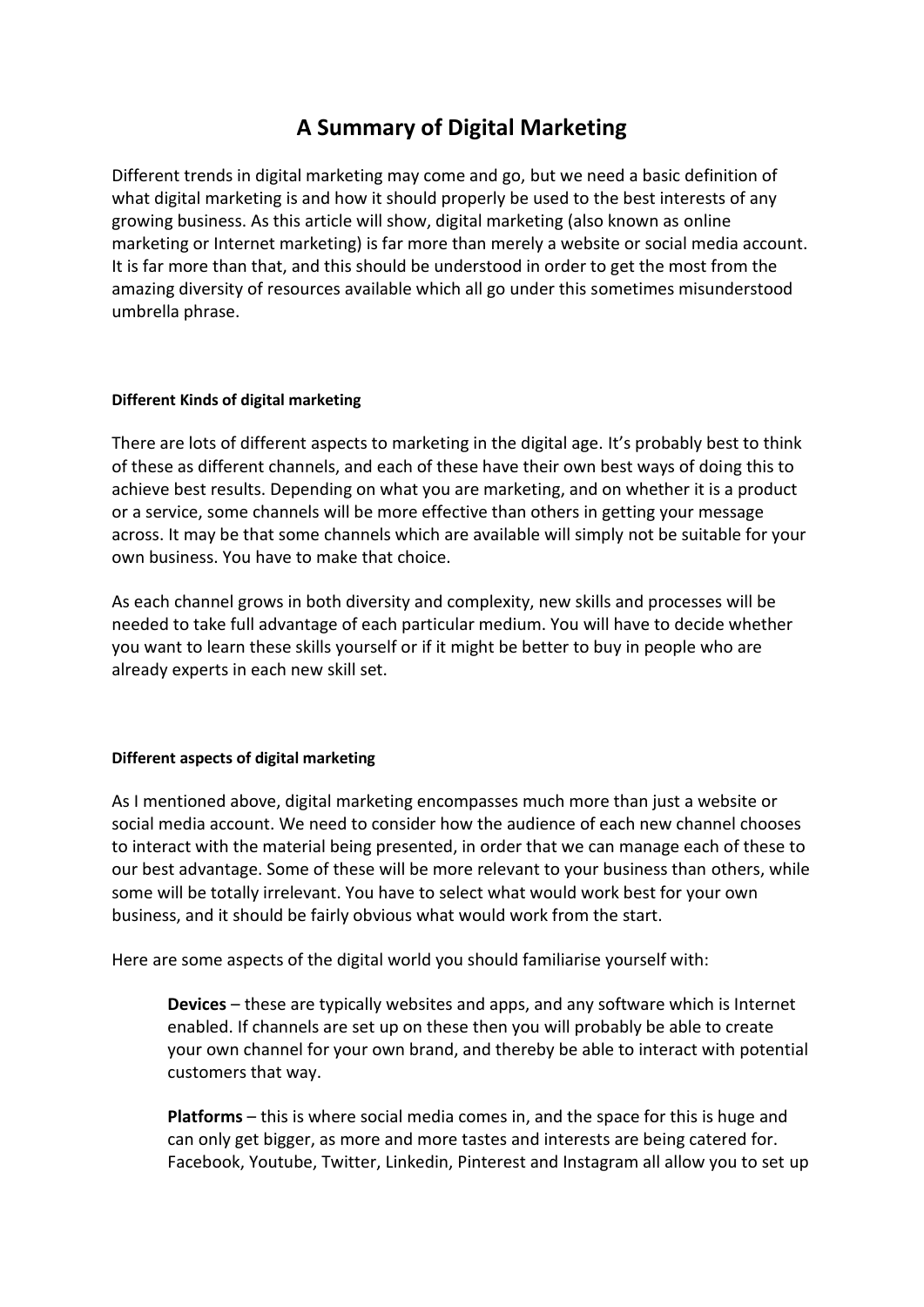# A Summary of Digital Marketing

Different trends in digital marketing may come and go, but we need a basic definition of what digital marketing is and how it should properly be used to the best interests of any growing business. As this article will show, digital marketing (also known as online marketing or Internet marketing) is far more than merely a website or social media account. It is far more than that, and this should be understood in order to get the most from the amazing diversity of resources available which all go under this sometimes misunderstood umbrella phrase.

#### Different Kinds of digital marketing

There are lots of different aspects to marketing in the digital age. It's probably best to think of these as different channels, and each of these have their own best ways of doing this to achieve best results. Depending on what you are marketing, and on whether it is a product or a service, some channels will be more effective than others in getting your message across. It may be that some channels which are available will simply not be suitable for your own business. You have to make that choice.

As each channel grows in both diversity and complexity, new skills and processes will be needed to take full advantage of each particular medium. You will have to decide whether you want to learn these skills yourself or if it might be better to buy in people who are already experts in each new skill set.

#### Different aspects of digital marketing

As I mentioned above, digital marketing encompasses much more than just a website or social media account. We need to consider how the audience of each new channel chooses to interact with the material being presented, in order that we can manage each of these to our best advantage. Some of these will be more relevant to your business than others, while some will be totally irrelevant. You have to select what would work best for your own business, and it should be fairly obvious what would work from the start.

Here are some aspects of the digital world you should familiarise yourself with:

> **Devices** – these are typically websites and apps, and any software which is Internet enabled. If channels are set up on these then you will probably be able to create your own channel for your own brand, and thereby be able to interact with potential customers that way.
>
> **Platforms** – this is where social media comes in, and the space for this is huge and can only get bigger, as more and more tastes and interests are being catered for. Facebook, Youtube, Twitter, Linkedin, Pinterest and Instagram all allow you to set up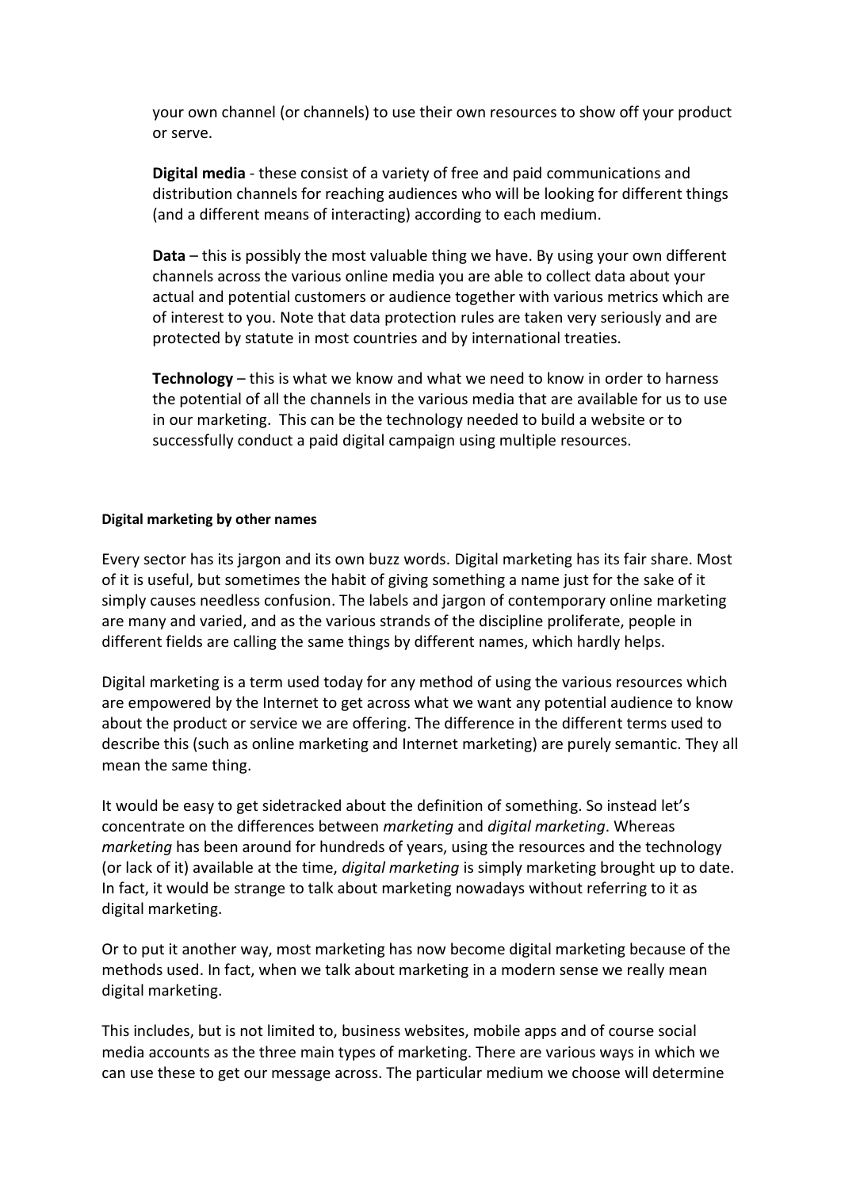your own channel (or channels) to use their own resources to show off your product or serve.

**Digital media** - these consist of a variety of free and paid communications and distribution channels for reaching audiences who will be looking for different things (and a different means of interacting) according to each medium.

**Data** – this is possibly the most valuable thing we have. By using your own different channels across the various online media you are able to collect data about your actual and potential customers or audience together with various metrics which are of interest to you. Note that data protection rules are taken very seriously and are protected by statute in most countries and by international treaties.

**Technology** – this is what we know and what we need to know in order to harness the potential of all the channels in the various media that are available for us to use in our marketing. This can be the technology needed to build a website or to successfully conduct a paid digital campaign using multiple resources.

#### Digital marketing by other names

Every sector has its jargon and its own buzz words. Digital marketing has its fair share. Most of it is useful, but sometimes the habit of giving something a name just for the sake of it simply causes needless confusion. The labels and jargon of contemporary online marketing are many and varied, and as the various strands of the discipline proliferate, people in different fields are calling the same things by different names, which hardly helps.

Digital marketing is a term used today for any method of using the various resources which are empowered by the Internet to get across what we want any potential audience to know about the product or service we are offering. The difference in the different terms used to describe this (such as online marketing and Internet marketing) are purely semantic. They all mean the same thing.

It would be easy to get sidetracked about the definition of something. So instead let's concentrate on the differences between *marketing* and *digital marketing*. Whereas *marketing* has been around for hundreds of years, using the resources and the technology (or lack of it) available at the time, *digital marketing* is simply marketing brought up to date. In fact, it would be strange to talk about marketing nowadays without referring to it as digital marketing.

Or to put it another way, most marketing has now become digital marketing because of the methods used. In fact, when we talk about marketing in a modern sense we really mean digital marketing.

This includes, but is not limited to, business websites, mobile apps and of course social media accounts as the three main types of marketing. There are various ways in which we can use these to get our message across. The particular medium we choose will determine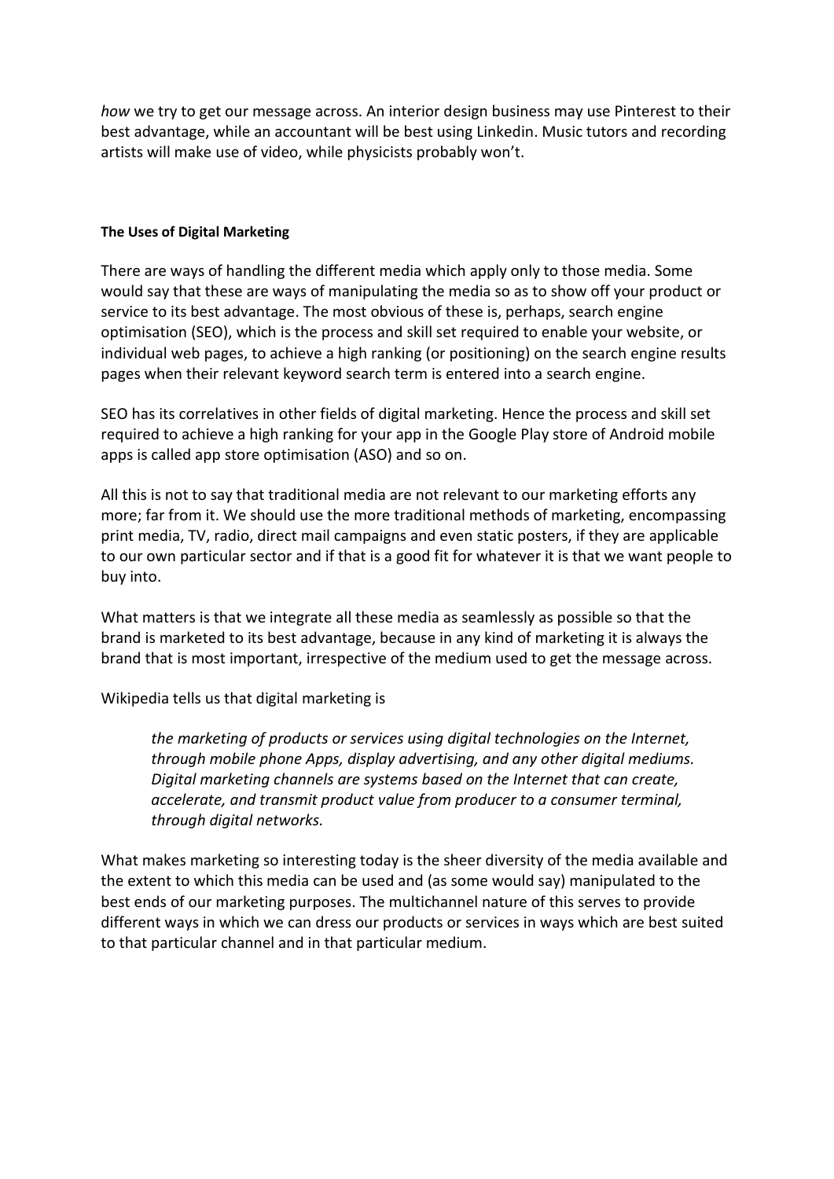*how* we try to get our message across. An interior design business may use Pinterest to their best advantage, while an accountant will be best using Linkedin. Music tutors and recording artists will make use of video, while physicists probably won't.

**The Uses of Digital Marketing**

There are ways of handling the different media which apply only to those media. Some would say that these are ways of manipulating the media so as to show off your product or service to its best advantage. The most obvious of these is, perhaps, search engine optimisation (SEO), which is the process and skill set required to enable your website, or individual web pages, to achieve a high ranking (or positioning) on the search engine results pages when their relevant keyword search term is entered into a search engine.

SEO has its correlatives in other fields of digital marketing. Hence the process and skill set required to achieve a high ranking for your app in the Google Play store of Android mobile apps is called app store optimisation (ASO) and so on.

All this is not to say that traditional media are not relevant to our marketing efforts any more; far from it. We should use the more traditional methods of marketing, encompassing print media, TV, radio, direct mail campaigns and even static posters, if they are applicable to our own particular sector and if that is a good fit for whatever it is that we want people to buy into.

What matters is that we integrate all these media as seamlessly as possible so that the brand is marketed to its best advantage, because in any kind of marketing it is always the brand that is most important, irrespective of the medium used to get the message across.

Wikipedia tells us that digital marketing is

> *the marketing of products or services using digital technologies on the Internet, through mobile phone Apps, display advertising, and any other digital mediums. Digital marketing channels are systems based on the Internet that can create, accelerate, and transmit product value from producer to a consumer terminal, through digital networks.*

What makes marketing so interesting today is the sheer diversity of the media available and the extent to which this media can be used and (as some would say) manipulated to the best ends of our marketing purposes. The multichannel nature of this serves to provide different ways in which we can dress our products or services in ways which are best suited to that particular channel and in that particular medium.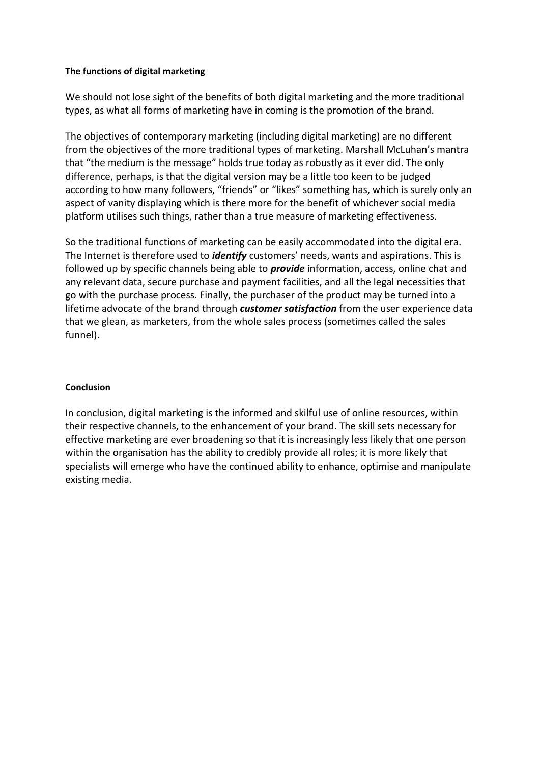**The functions of digital marketing**

We should not lose sight of the benefits of both digital marketing and the more traditional types, as what all forms of marketing have in coming is the promotion of the brand.

The objectives of contemporary marketing (including digital marketing) are no different from the objectives of the more traditional types of marketing. Marshall McLuhan's mantra that "the medium is the message" holds true today as robustly as it ever did. The only difference, perhaps, is that the digital version may be a little too keen to be judged according to how many followers, "friends" or "likes" something has, which is surely only an aspect of vanity displaying which is there more for the benefit of whichever social media platform utilises such things, rather than a true measure of marketing effectiveness.

So the traditional functions of marketing can be easily accommodated into the digital era. The Internet is therefore used to ***identify*** customers' needs, wants and aspirations. This is followed up by specific channels being able to ***provide*** information, access, online chat and any relevant data, secure purchase and payment facilities, and all the legal necessities that go with the purchase process. Finally, the purchaser of the product may be turned into a lifetime advocate of the brand through ***customer satisfaction*** from the user experience data that we glean, as marketers, from the whole sales process (sometimes called the sales funnel).

**Conclusion**

In conclusion, digital marketing is the informed and skilful use of online resources, within their respective channels, to the enhancement of your brand. The skill sets necessary for effective marketing are ever broadening so that it is increasingly less likely that one person within the organisation has the ability to credibly provide all roles; it is more likely that specialists will emerge who have the continued ability to enhance, optimise and manipulate existing media.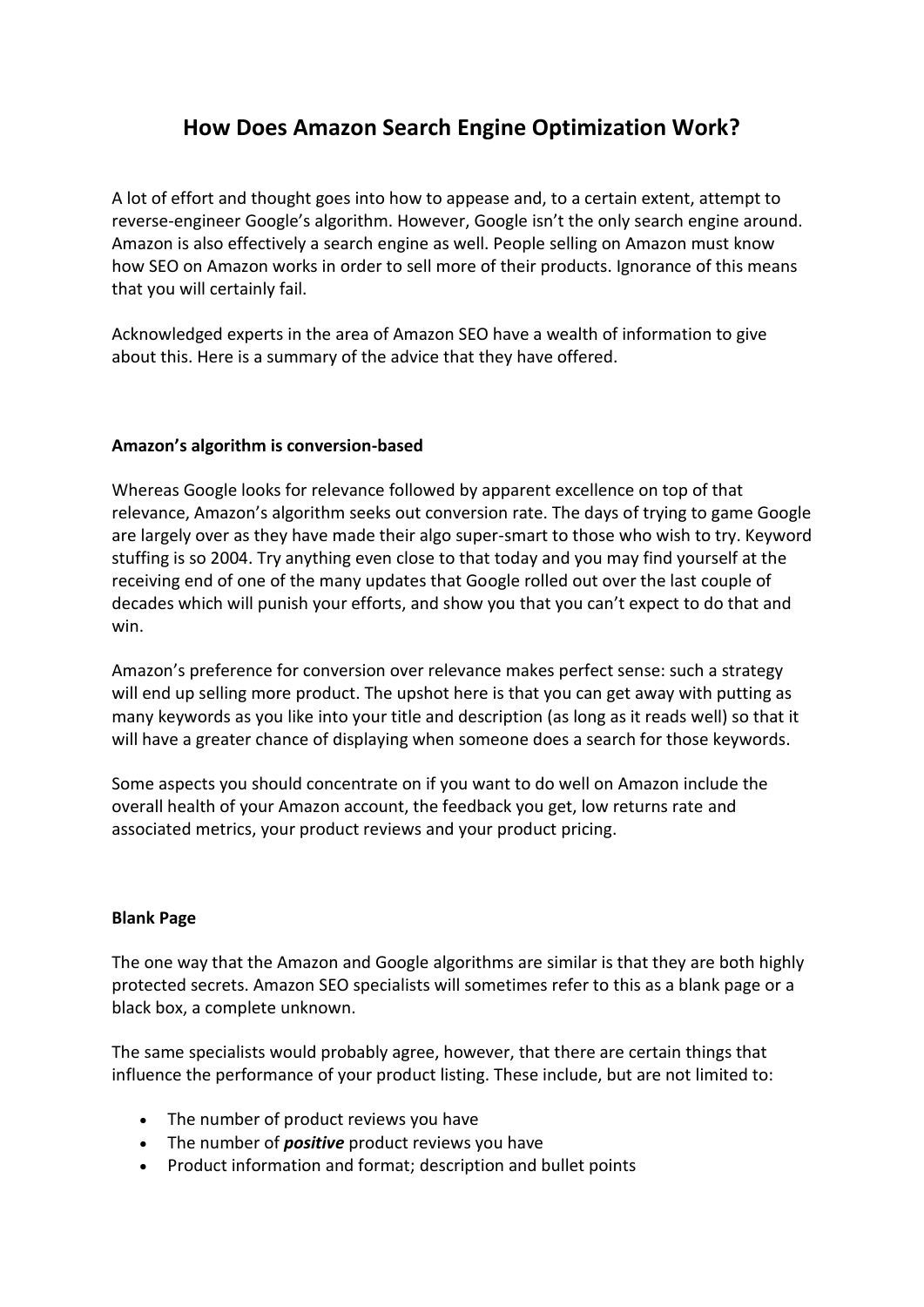# How Does Amazon Search Engine Optimization Work?

A lot of effort and thought goes into how to appease and, to a certain extent, attempt to reverse-engineer Google's algorithm. However, Google isn't the only search engine around. Amazon is also effectively a search engine as well. People selling on Amazon must know how SEO on Amazon works in order to sell more of their products. Ignorance of this means that you will certainly fail.

Acknowledged experts in the area of Amazon SEO have a wealth of information to give about this. Here is a summary of the advice that they have offered.

**Amazon's algorithm is conversion-based**

Whereas Google looks for relevance followed by apparent excellence on top of that relevance, Amazon's algorithm seeks out conversion rate. The days of trying to game Google are largely over as they have made their algo super-smart to those who wish to try. Keyword stuffing is so 2004. Try anything even close to that today and you may find yourself at the receiving end of one of the many updates that Google rolled out over the last couple of decades which will punish your efforts, and show you that you can't expect to do that and win.

Amazon's preference for conversion over relevance makes perfect sense: such a strategy will end up selling more product. The upshot here is that you can get away with putting as many keywords as you like into your title and description (as long as it reads well) so that it will have a greater chance of displaying when someone does a search for those keywords.

Some aspects you should concentrate on if you want to do well on Amazon include the overall health of your Amazon account, the feedback you get, low returns rate and associated metrics, your product reviews and your product pricing.

**Blank Page**

The one way that the Amazon and Google algorithms are similar is that they are both highly protected secrets. Amazon SEO specialists will sometimes refer to this as a blank page or a black box, a complete unknown.

The same specialists would probably agree, however, that there are certain things that influence the performance of your product listing. These include, but are not limited to:

- The number of product reviews you have
- The number of ***positive*** product reviews you have
- Product information and format; description and bullet points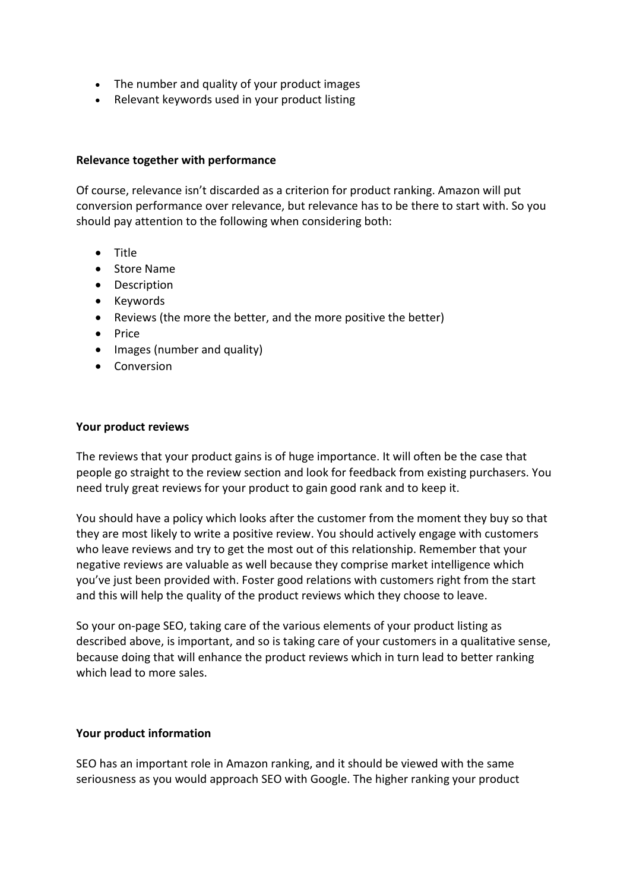- The number and quality of your product images
- Relevant keywords used in your product listing

**Relevance together with performance**

Of course, relevance isn't discarded as a criterion for product ranking. Amazon will put conversion performance over relevance, but relevance has to be there to start with. So you should pay attention to the following when considering both:

- Title
- Store Name
- Description
- Keywords
- Reviews (the more the better, and the more positive the better)
- Price
- Images (number and quality)
- Conversion

**Your product reviews**

The reviews that your product gains is of huge importance. It will often be the case that people go straight to the review section and look for feedback from existing purchasers. You need truly great reviews for your product to gain good rank and to keep it.

You should have a policy which looks after the customer from the moment they buy so that they are most likely to write a positive review. You should actively engage with customers who leave reviews and try to get the most out of this relationship. Remember that your negative reviews are valuable as well because they comprise market intelligence which you've just been provided with. Foster good relations with customers right from the start and this will help the quality of the product reviews which they choose to leave.

So your on-page SEO, taking care of the various elements of your product listing as described above, is important, and so is taking care of your customers in a qualitative sense, because doing that will enhance the product reviews which in turn lead to better ranking which lead to more sales.

**Your product information**

SEO has an important role in Amazon ranking, and it should be viewed with the same seriousness as you would approach SEO with Google. The higher ranking your product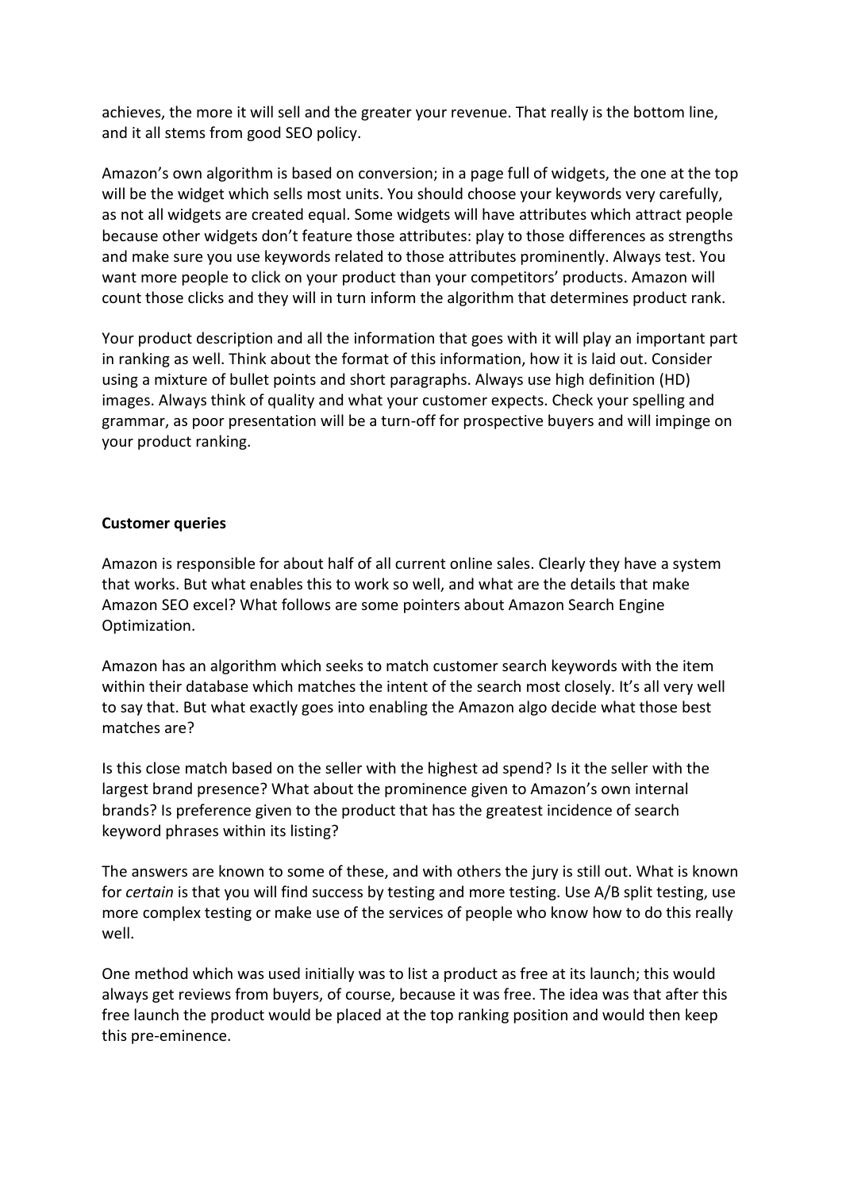achieves, the more it will sell and the greater your revenue. That really is the bottom line, and it all stems from good SEO policy.

Amazon's own algorithm is based on conversion; in a page full of widgets, the one at the top will be the widget which sells most units. You should choose your keywords very carefully, as not all widgets are created equal. Some widgets will have attributes which attract people because other widgets don't feature those attributes: play to those differences as strengths and make sure you use keywords related to those attributes prominently. Always test. You want more people to click on your product than your competitors' products. Amazon will count those clicks and they will in turn inform the algorithm that determines product rank.

Your product description and all the information that goes with it will play an important part in ranking as well. Think about the format of this information, how it is laid out. Consider using a mixture of bullet points and short paragraphs. Always use high definition (HD) images. Always think of quality and what your customer expects. Check your spelling and grammar, as poor presentation will be a turn-off for prospective buyers and will impinge on your product ranking.

**Customer queries**

Amazon is responsible for about half of all current online sales. Clearly they have a system that works. But what enables this to work so well, and what are the details that make Amazon SEO excel? What follows are some pointers about Amazon Search Engine Optimization.

Amazon has an algorithm which seeks to match customer search keywords with the item within their database which matches the intent of the search most closely. It's all very well to say that. But what exactly goes into enabling the Amazon algo decide what those best matches are?

Is this close match based on the seller with the highest ad spend? Is it the seller with the largest brand presence? What about the prominence given to Amazon's own internal brands? Is preference given to the product that has the greatest incidence of search keyword phrases within its listing?

The answers are known to some of these, and with others the jury is still out. What is known for *certain* is that you will find success by testing and more testing. Use A/B split testing, use more complex testing or make use of the services of people who know how to do this really well.

One method which was used initially was to list a product as free at its launch; this would always get reviews from buyers, of course, because it was free. The idea was that after this free launch the product would be placed at the top ranking position and would then keep this pre-eminence.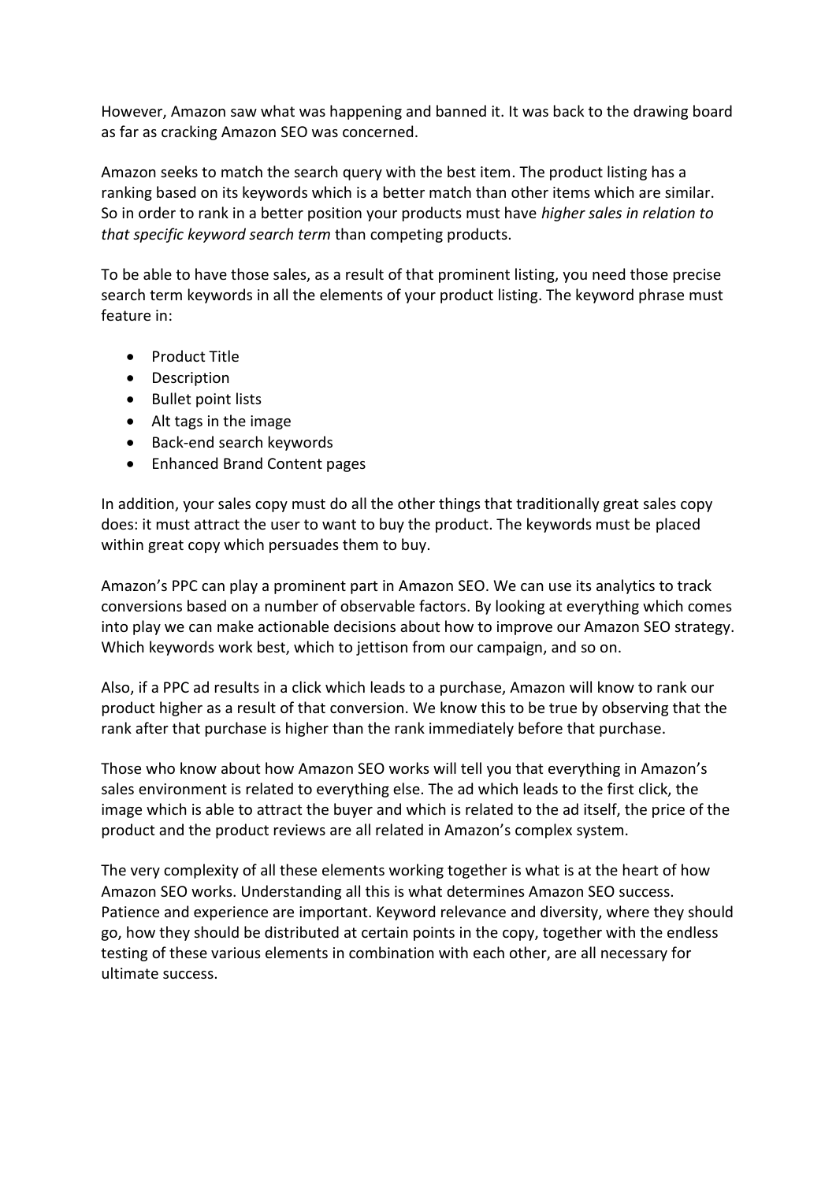However, Amazon saw what was happening and banned it. It was back to the drawing board as far as cracking Amazon SEO was concerned.

Amazon seeks to match the search query with the best item. The product listing has a ranking based on its keywords which is a better match than other items which are similar. So in order to rank in a better position your products must have *higher sales in relation to that specific keyword search term* than competing products.

To be able to have those sales, as a result of that prominent listing, you need those precise search term keywords in all the elements of your product listing. The keyword phrase must feature in:

- Product Title
- Description
- Bullet point lists
- Alt tags in the image
- Back-end search keywords
- Enhanced Brand Content pages

In addition, your sales copy must do all the other things that traditionally great sales copy does: it must attract the user to want to buy the product. The keywords must be placed within great copy which persuades them to buy.

Amazon's PPC can play a prominent part in Amazon SEO. We can use its analytics to track conversions based on a number of observable factors. By looking at everything which comes into play we can make actionable decisions about how to improve our Amazon SEO strategy. Which keywords work best, which to jettison from our campaign, and so on.

Also, if a PPC ad results in a click which leads to a purchase, Amazon will know to rank our product higher as a result of that conversion. We know this to be true by observing that the rank after that purchase is higher than the rank immediately before that purchase.

Those who know about how Amazon SEO works will tell you that everything in Amazon's sales environment is related to everything else. The ad which leads to the first click, the image which is able to attract the buyer and which is related to the ad itself, the price of the product and the product reviews are all related in Amazon's complex system.

The very complexity of all these elements working together is what is at the heart of how Amazon SEO works. Understanding all this is what determines Amazon SEO success. Patience and experience are important. Keyword relevance and diversity, where they should go, how they should be distributed at certain points in the copy, together with the endless testing of these various elements in combination with each other, are all necessary for ultimate success.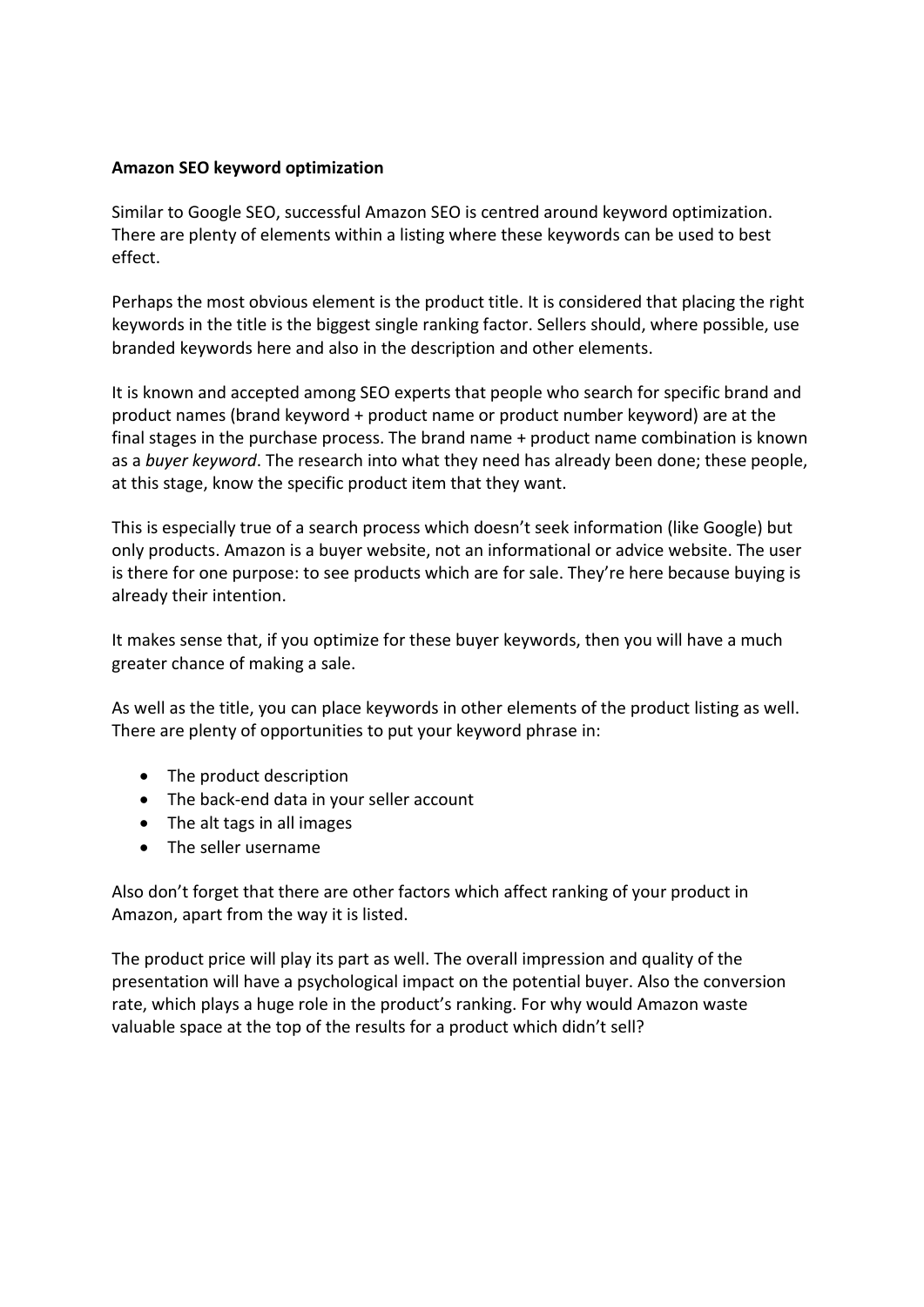**Amazon SEO keyword optimization**

Similar to Google SEO, successful Amazon SEO is centred around keyword optimization. There are plenty of elements within a listing where these keywords can be used to best effect.

Perhaps the most obvious element is the product title. It is considered that placing the right keywords in the title is the biggest single ranking factor. Sellers should, where possible, use branded keywords here and also in the description and other elements.

It is known and accepted among SEO experts that people who search for specific brand and product names (brand keyword + product name or product number keyword) are at the final stages in the purchase process. The brand name + product name combination is known as a *buyer keyword*. The research into what they need has already been done; these people, at this stage, know the specific product item that they want.

This is especially true of a search process which doesn't seek information (like Google) but only products. Amazon is a buyer website, not an informational or advice website. The user is there for one purpose: to see products which are for sale. They're here because buying is already their intention.

It makes sense that, if you optimize for these buyer keywords, then you will have a much greater chance of making a sale.

As well as the title, you can place keywords in other elements of the product listing as well. There are plenty of opportunities to put your keyword phrase in:

- The product description
- The back-end data in your seller account
- The alt tags in all images
- The seller username

Also don't forget that there are other factors which affect ranking of your product in Amazon, apart from the way it is listed.

The product price will play its part as well. The overall impression and quality of the presentation will have a psychological impact on the potential buyer. Also the conversion rate, which plays a huge role in the product's ranking. For why would Amazon waste valuable space at the top of the results for a product which didn't sell?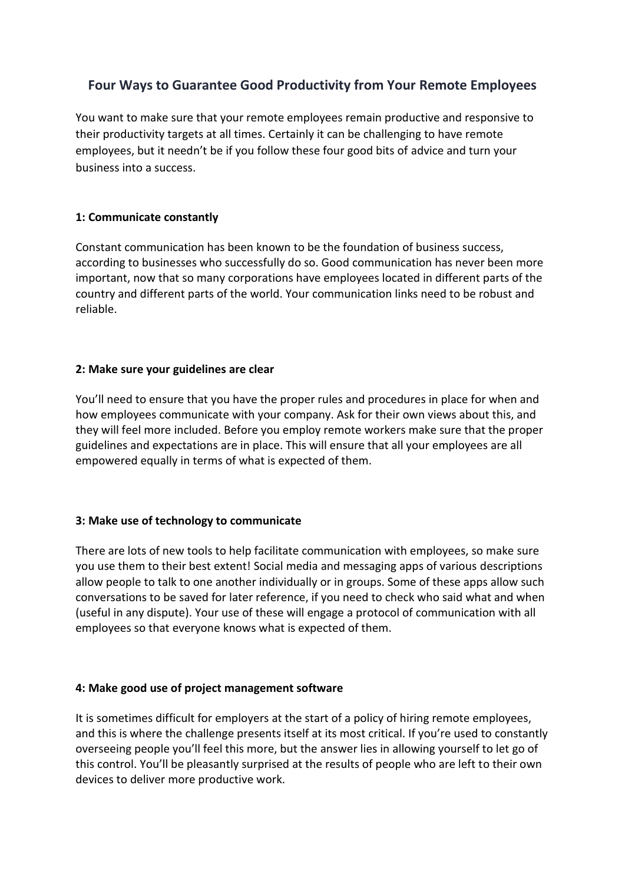## Four Ways to Guarantee Good Productivity from Your Remote Employees

You want to make sure that your remote employees remain productive and responsive to their productivity targets at all times. Certainly it can be challenging to have remote employees, but it needn't be if you follow these four good bits of advice and turn your business into a success.

### 1: Communicate constantly

Constant communication has been known to be the foundation of business success, according to businesses who successfully do so. Good communication has never been more important, now that so many corporations have employees located in different parts of the country and different parts of the world. Your communication links need to be robust and reliable.

### 2: Make sure your guidelines are clear

You'll need to ensure that you have the proper rules and procedures in place for when and how employees communicate with your company. Ask for their own views about this, and they will feel more included. Before you employ remote workers make sure that the proper guidelines and expectations are in place. This will ensure that all your employees are all empowered equally in terms of what is expected of them.

### 3: Make use of technology to communicate

There are lots of new tools to help facilitate communication with employees, so make sure you use them to their best extent! Social media and messaging apps of various descriptions allow people to talk to one another individually or in groups. Some of these apps allow such conversations to be saved for later reference, if you need to check who said what and when (useful in any dispute). Your use of these will engage a protocol of communication with all employees so that everyone knows what is expected of them.

### 4: Make good use of project management software

It is sometimes difficult for employers at the start of a policy of hiring remote employees, and this is where the challenge presents itself at its most critical. If you're used to constantly overseeing people you'll feel this more, but the answer lies in allowing yourself to let go of this control. You'll be pleasantly surprised at the results of people who are left to their own devices to deliver more productive work.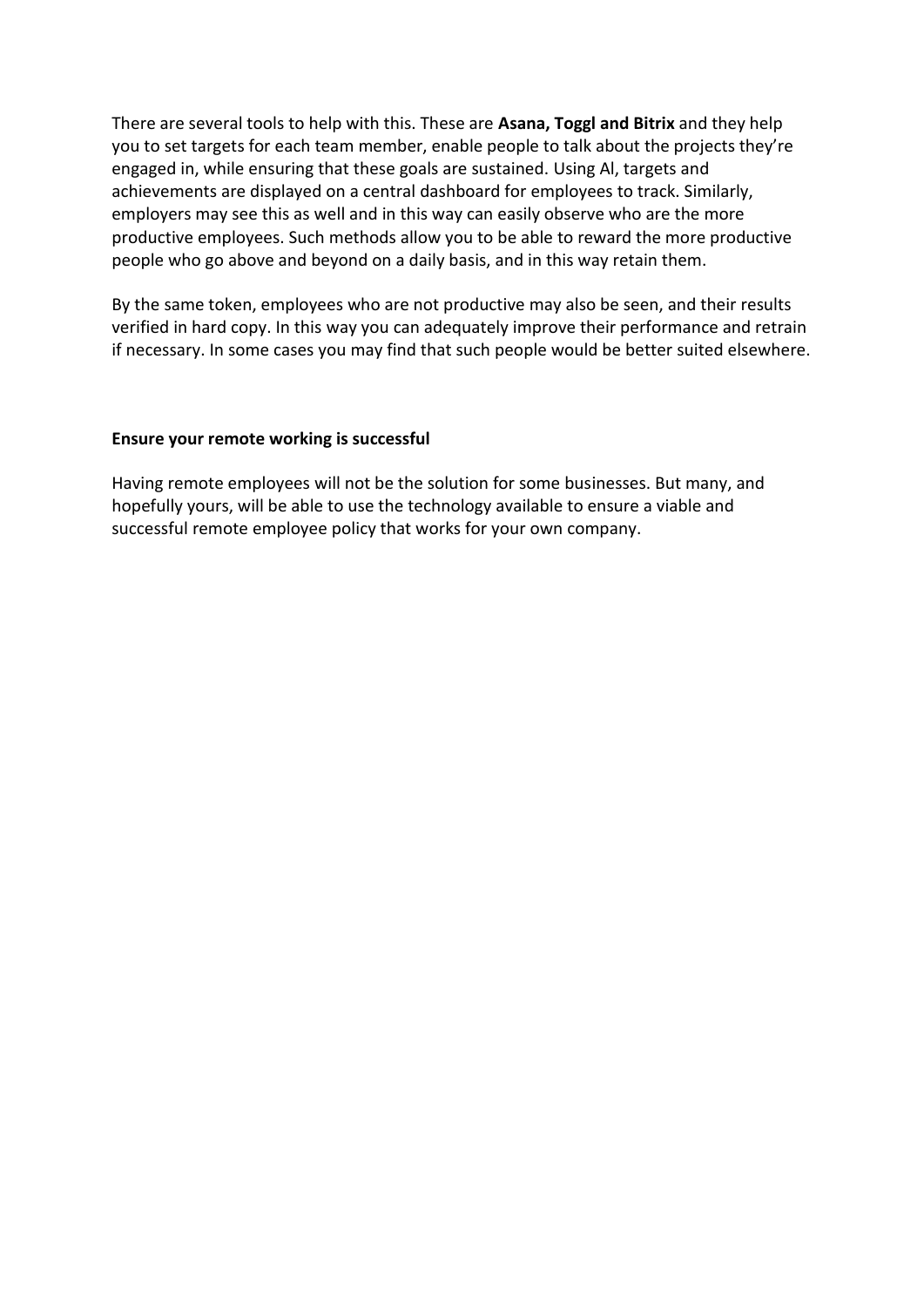There are several tools to help with this. These are **Asana, Toggl and Bitrix** and they help you to set targets for each team member, enable people to talk about the projects they're engaged in, while ensuring that these goals are sustained. Using AI, targets and achievements are displayed on a central dashboard for employees to track. Similarly, employers may see this as well and in this way can easily observe who are the more productive employees. Such methods allow you to be able to reward the more productive people who go above and beyond on a daily basis, and in this way retain them.

By the same token, employees who are not productive may also be seen, and their results verified in hard copy. In this way you can adequately improve their performance and retrain if necessary. In some cases you may find that such people would be better suited elsewhere.

**Ensure your remote working is successful**

Having remote employees will not be the solution for some businesses. But many, and hopefully yours, will be able to use the technology available to ensure a viable and successful remote employee policy that works for your own company.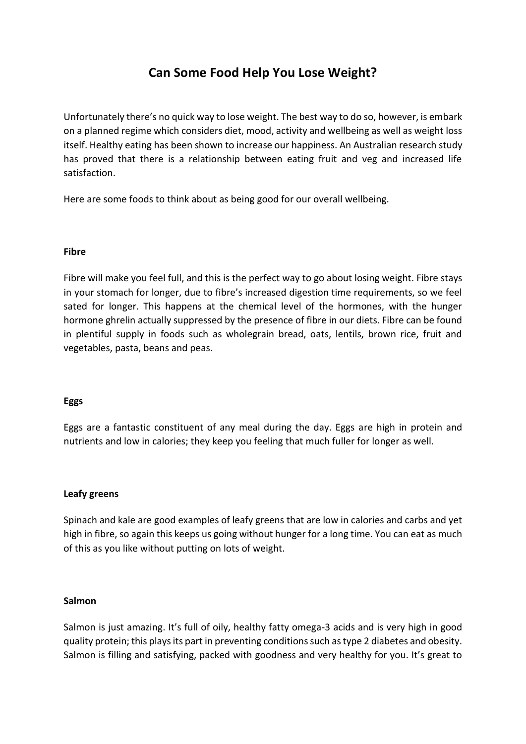# Can Some Food Help You Lose Weight?

Unfortunately there's no quick way to lose weight. The best way to do so, however, is embark on a planned regime which considers diet, mood, activity and wellbeing as well as weight loss itself. Healthy eating has been shown to increase our happiness. An Australian research study has proved that there is a relationship between eating fruit and veg and increased life satisfaction.

Here are some foods to think about as being good for our overall wellbeing.

**Fibre**

Fibre will make you feel full, and this is the perfect way to go about losing weight. Fibre stays in your stomach for longer, due to fibre's increased digestion time requirements, so we feel sated for longer. This happens at the chemical level of the hormones, with the hunger hormone ghrelin actually suppressed by the presence of fibre in our diets. Fibre can be found in plentiful supply in foods such as wholegrain bread, oats, lentils, brown rice, fruit and vegetables, pasta, beans and peas.

**Eggs**

Eggs are a fantastic constituent of any meal during the day. Eggs are high in protein and nutrients and low in calories; they keep you feeling that much fuller for longer as well.

**Leafy greens**

Spinach and kale are good examples of leafy greens that are low in calories and carbs and yet high in fibre, so again this keeps us going without hunger for a long time. You can eat as much of this as you like without putting on lots of weight.

**Salmon**

Salmon is just amazing. It's full of oily, healthy fatty omega-3 acids and is very high in good quality protein; this plays its part in preventing conditions such as type 2 diabetes and obesity. Salmon is filling and satisfying, packed with goodness and very healthy for you. It's great to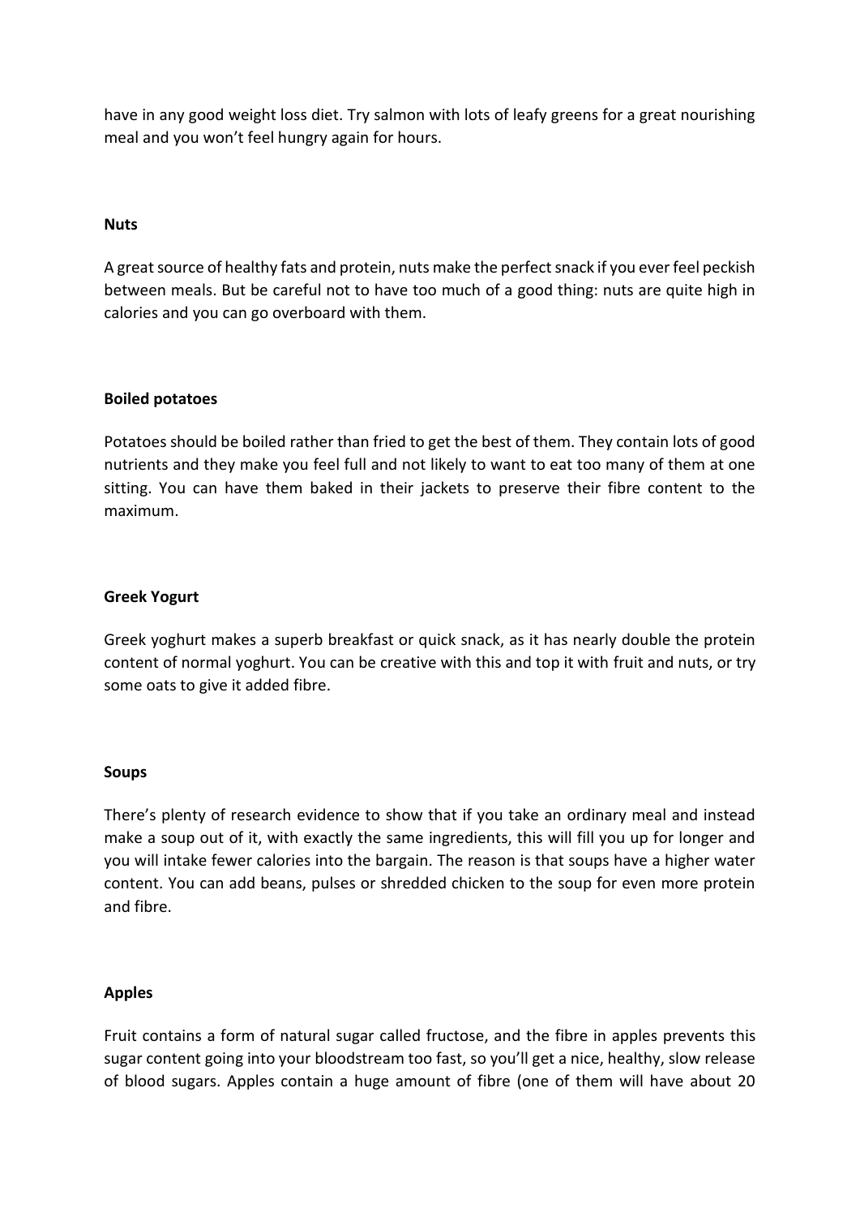have in any good weight loss diet. Try salmon with lots of leafy greens for a great nourishing meal and you won't feel hungry again for hours.

**Nuts**

A great source of healthy fats and protein, nuts make the perfect snack if you ever feel peckish between meals. But be careful not to have too much of a good thing: nuts are quite high in calories and you can go overboard with them.

**Boiled potatoes**

Potatoes should be boiled rather than fried to get the best of them. They contain lots of good nutrients and they make you feel full and not likely to want to eat too many of them at one sitting. You can have them baked in their jackets to preserve their fibre content to the maximum.

**Greek Yogurt**

Greek yoghurt makes a superb breakfast or quick snack, as it has nearly double the protein content of normal yoghurt. You can be creative with this and top it with fruit and nuts, or try some oats to give it added fibre.

**Soups**

There's plenty of research evidence to show that if you take an ordinary meal and instead make a soup out of it, with exactly the same ingredients, this will fill you up for longer and you will intake fewer calories into the bargain. The reason is that soups have a higher water content. You can add beans, pulses or shredded chicken to the soup for even more protein and fibre.

**Apples**

Fruit contains a form of natural sugar called fructose, and the fibre in apples prevents this sugar content going into your bloodstream too fast, so you'll get a nice, healthy, slow release of blood sugars. Apples contain a huge amount of fibre (one of them will have about 20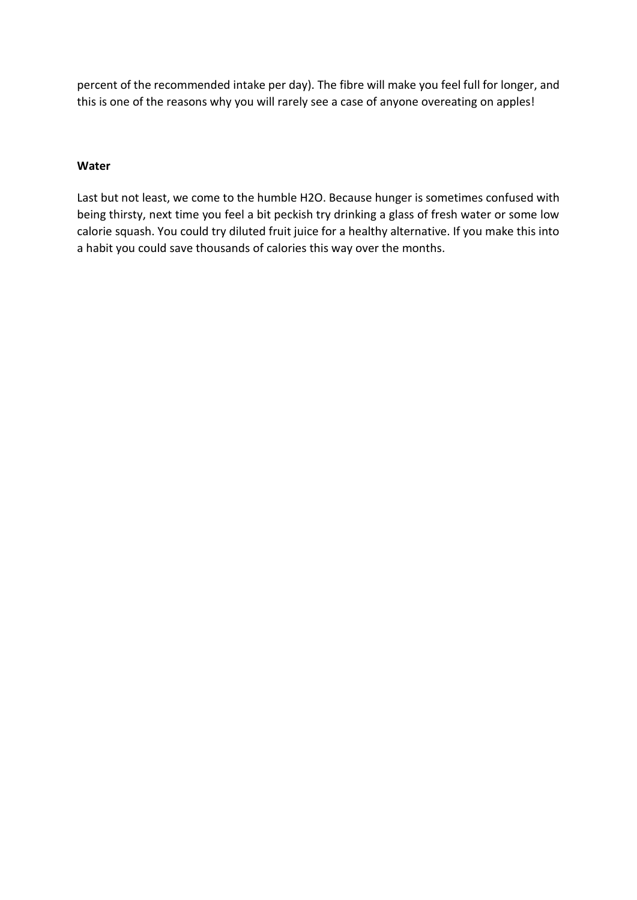percent of the recommended intake per day). The fibre will make you feel full for longer, and this is one of the reasons why you will rarely see a case of anyone overeating on apples!

**Water**

Last but not least, we come to the humble H2O. Because hunger is sometimes confused with being thirsty, next time you feel a bit peckish try drinking a glass of fresh water or some low calorie squash. You could try diluted fruit juice for a healthy alternative. If you make this into a habit you could save thousands of calories this way over the months.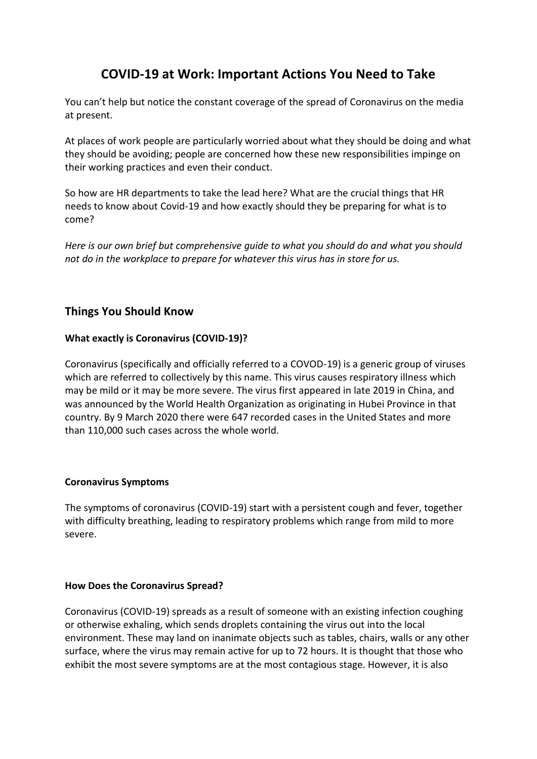# COVID-19 at Work: Important Actions You Need to Take

You can't help but notice the constant coverage of the spread of Coronavirus on the media at present.

At places of work people are particularly worried about what they should be doing and what they should be avoiding; people are concerned how these new responsibilities impinge on their working practices and even their conduct.

So how are HR departments to take the lead here? What are the crucial things that HR needs to know about Covid-19 and how exactly should they be preparing for what is to come?

*Here is our own brief but comprehensive guide to what you should do and what you should not do in the workplace to prepare for whatever this virus has in store for us.*

## Things You Should Know

### What exactly is Coronavirus (COVID-19)?

Coronavirus (specifically and officially referred to a COVOD-19) is a generic group of viruses which are referred to collectively by this name. This virus causes respiratory illness which may be mild or it may be more severe. The virus first appeared in late 2019 in China, and was announced by the World Health Organization as originating in Hubei Province in that country. By 9 March 2020 there were 647 recorded cases in the United States and more than 110,000 such cases across the whole world.

### Coronavirus Symptoms

The symptoms of coronavirus (COVID-19) start with a persistent cough and fever, together with difficulty breathing, leading to respiratory problems which range from mild to more severe.

### How Does the Coronavirus Spread?

Coronavirus (COVID-19) spreads as a result of someone with an existing infection coughing or otherwise exhaling, which sends droplets containing the virus out into the local environment. These may land on inanimate objects such as tables, chairs, walls or any other surface, where the virus may remain active for up to 72 hours. It is thought that those who exhibit the most severe symptoms are at the most contagious stage. However, it is also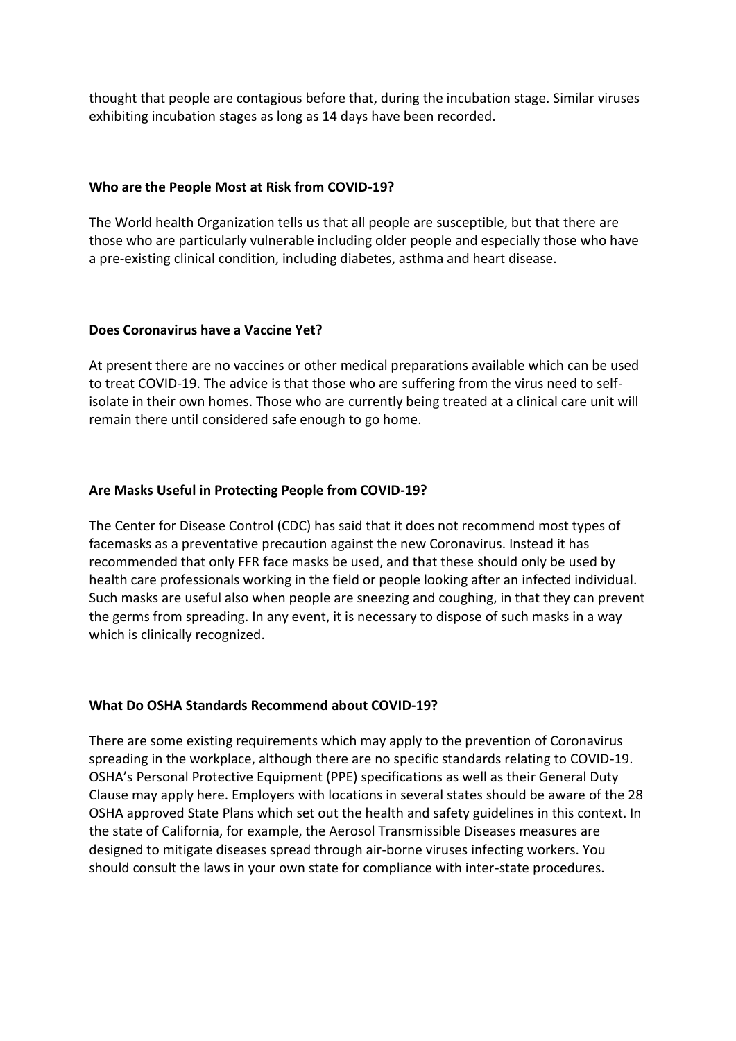thought that people are contagious before that, during the incubation stage. Similar viruses exhibiting incubation stages as long as 14 days have been recorded.

**Who are the People Most at Risk from COVID-19?**

The World health Organization tells us that all people are susceptible, but that there are those who are particularly vulnerable including older people and especially those who have a pre-existing clinical condition, including diabetes, asthma and heart disease.

**Does Coronavirus have a Vaccine Yet?**

At present there are no vaccines or other medical preparations available which can be used to treat COVID-19. The advice is that those who are suffering from the virus need to self-isolate in their own homes. Those who are currently being treated at a clinical care unit will remain there until considered safe enough to go home.

**Are Masks Useful in Protecting People from COVID-19?**

The Center for Disease Control (CDC) has said that it does not recommend most types of facemasks as a preventative precaution against the new Coronavirus. Instead it has recommended that only FFR face masks be used, and that these should only be used by health care professionals working in the field or people looking after an infected individual. Such masks are useful also when people are sneezing and coughing, in that they can prevent the germs from spreading. In any event, it is necessary to dispose of such masks in a way which is clinically recognized.

**What Do OSHA Standards Recommend about COVID-19?**

There are some existing requirements which may apply to the prevention of Coronavirus spreading in the workplace, although there are no specific standards relating to COVID-19. OSHA's Personal Protective Equipment (PPE) specifications as well as their General Duty Clause may apply here. Employers with locations in several states should be aware of the 28 OSHA approved State Plans which set out the health and safety guidelines in this context. In the state of California, for example, the Aerosol Transmissible Diseases measures are designed to mitigate diseases spread through air-borne viruses infecting workers. You should consult the laws in your own state for compliance with inter-state procedures.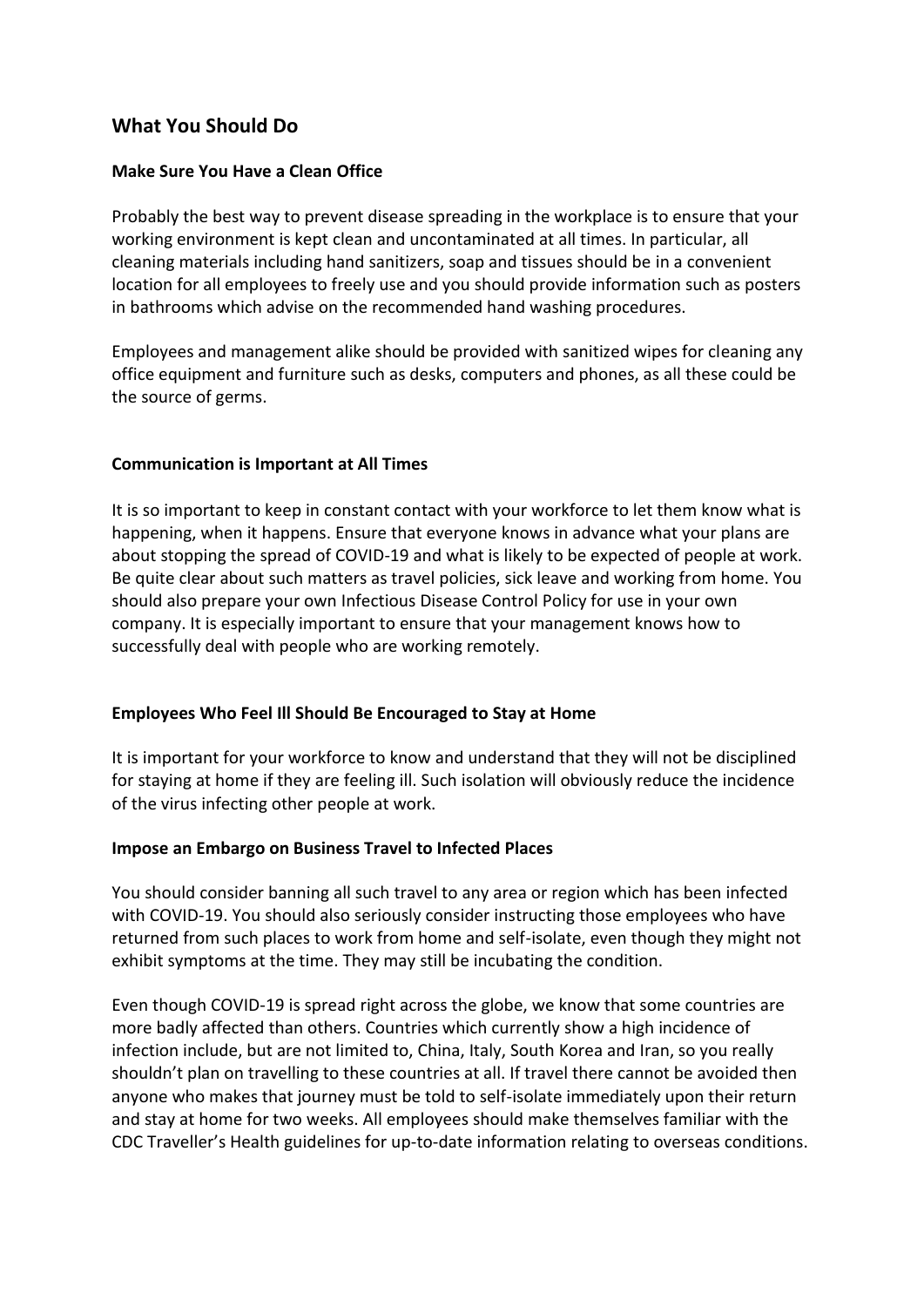## What You Should Do

### Make Sure You Have a Clean Office

Probably the best way to prevent disease spreading in the workplace is to ensure that your working environment is kept clean and uncontaminated at all times. In particular, all cleaning materials including hand sanitizers, soap and tissues should be in a convenient location for all employees to freely use and you should provide information such as posters in bathrooms which advise on the recommended hand washing procedures.

Employees and management alike should be provided with sanitized wipes for cleaning any office equipment and furniture such as desks, computers and phones, as all these could be the source of germs.

### Communication is Important at All Times

It is so important to keep in constant contact with your workforce to let them know what is happening, when it happens. Ensure that everyone knows in advance what your plans are about stopping the spread of COVID-19 and what is likely to be expected of people at work. Be quite clear about such matters as travel policies, sick leave and working from home. You should also prepare your own Infectious Disease Control Policy for use in your own company. It is especially important to ensure that your management knows how to successfully deal with people who are working remotely.

### Employees Who Feel Ill Should Be Encouraged to Stay at Home

It is important for your workforce to know and understand that they will not be disciplined for staying at home if they are feeling ill. Such isolation will obviously reduce the incidence of the virus infecting other people at work.

### Impose an Embargo on Business Travel to Infected Places

You should consider banning all such travel to any area or region which has been infected with COVID-19. You should also seriously consider instructing those employees who have returned from such places to work from home and self-isolate, even though they might not exhibit symptoms at the time. They may still be incubating the condition.

Even though COVID-19 is spread right across the globe, we know that some countries are more badly affected than others. Countries which currently show a high incidence of infection include, but are not limited to, China, Italy, South Korea and Iran, so you really shouldn't plan on travelling to these countries at all. If travel there cannot be avoided then anyone who makes that journey must be told to self-isolate immediately upon their return and stay at home for two weeks. All employees should make themselves familiar with the CDC Traveller's Health guidelines for up-to-date information relating to overseas conditions.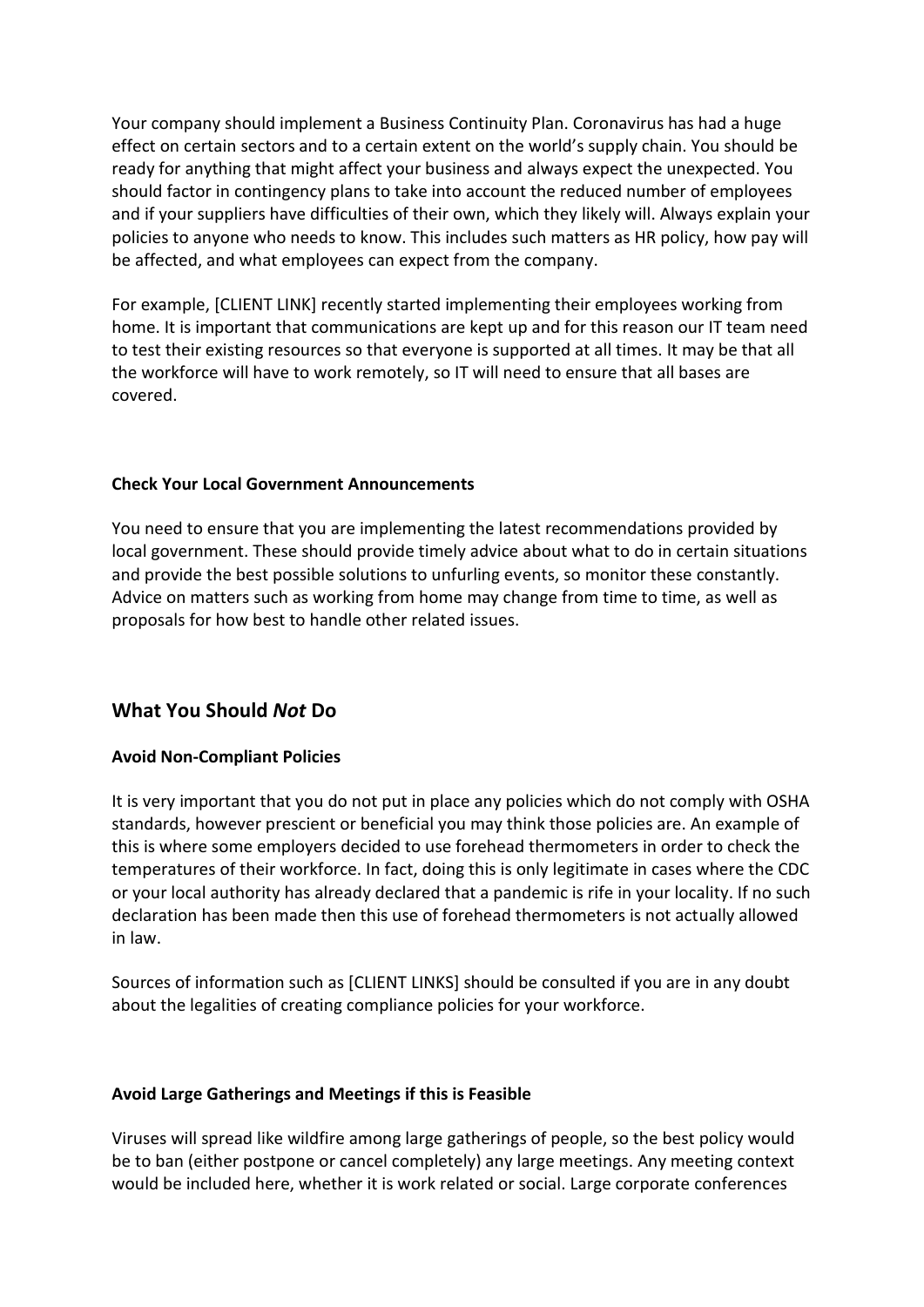Your company should implement a Business Continuity Plan. Coronavirus has had a huge effect on certain sectors and to a certain extent on the world's supply chain. You should be ready for anything that might affect your business and always expect the unexpected. You should factor in contingency plans to take into account the reduced number of employees and if your suppliers have difficulties of their own, which they likely will. Always explain your policies to anyone who needs to know. This includes such matters as HR policy, how pay will be affected, and what employees can expect from the company.

For example, [CLIENT LINK] recently started implementing their employees working from home. It is important that communications are kept up and for this reason our IT team need to test their existing resources so that everyone is supported at all times. It may be that all the workforce will have to work remotely, so IT will need to ensure that all bases are covered.

**Check Your Local Government Announcements**

You need to ensure that you are implementing the latest recommendations provided by local government. These should provide timely advice about what to do in certain situations and provide the best possible solutions to unfurling events, so monitor these constantly. Advice on matters such as working from home may change from time to time, as well as proposals for how best to handle other related issues.

## What You Should *Not* Do

**Avoid Non-Compliant Policies**

It is very important that you do not put in place any policies which do not comply with OSHA standards, however prescient or beneficial you may think those policies are. An example of this is where some employers decided to use forehead thermometers in order to check the temperatures of their workforce. In fact, doing this is only legitimate in cases where the CDC or your local authority has already declared that a pandemic is rife in your locality. If no such declaration has been made then this use of forehead thermometers is not actually allowed in law.

Sources of information such as [CLIENT LINKS] should be consulted if you are in any doubt about the legalities of creating compliance policies for your workforce.

**Avoid Large Gatherings and Meetings if this is Feasible**

Viruses will spread like wildfire among large gatherings of people, so the best policy would be to ban (either postpone or cancel completely) any large meetings. Any meeting context would be included here, whether it is work related or social. Large corporate conferences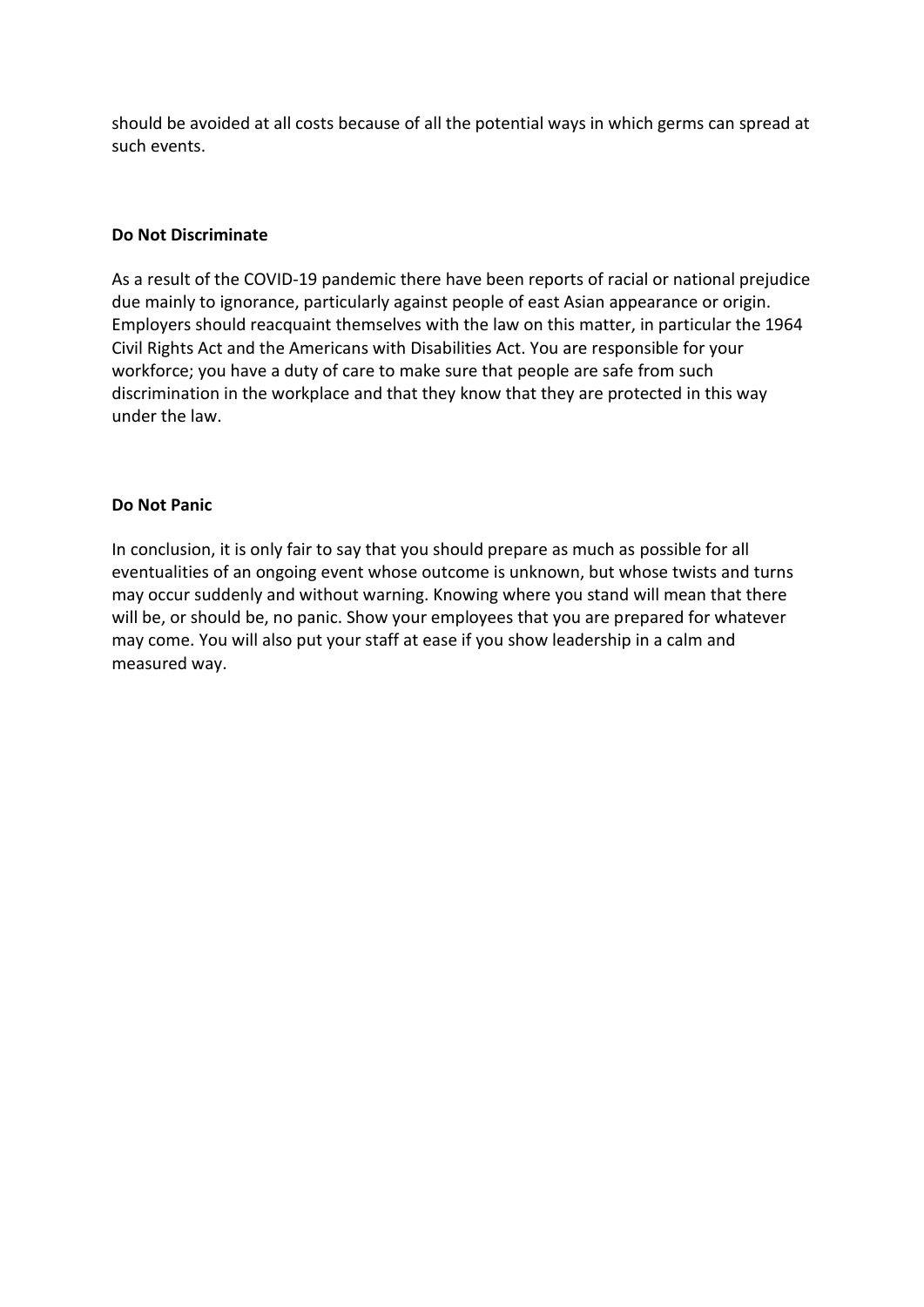should be avoided at all costs because of all the potential ways in which germs can spread at such events.

**Do Not Discriminate**

As a result of the COVID-19 pandemic there have been reports of racial or national prejudice due mainly to ignorance, particularly against people of east Asian appearance or origin. Employers should reacquaint themselves with the law on this matter, in particular the 1964 Civil Rights Act and the Americans with Disabilities Act. You are responsible for your workforce; you have a duty of care to make sure that people are safe from such discrimination in the workplace and that they know that they are protected in this way under the law.

**Do Not Panic**

In conclusion, it is only fair to say that you should prepare as much as possible for all eventualities of an ongoing event whose outcome is unknown, but whose twists and turns may occur suddenly and without warning. Knowing where you stand will mean that there will be, or should be, no panic. Show your employees that you are prepared for whatever may come. You will also put your staff at ease if you show leadership in a calm and measured way.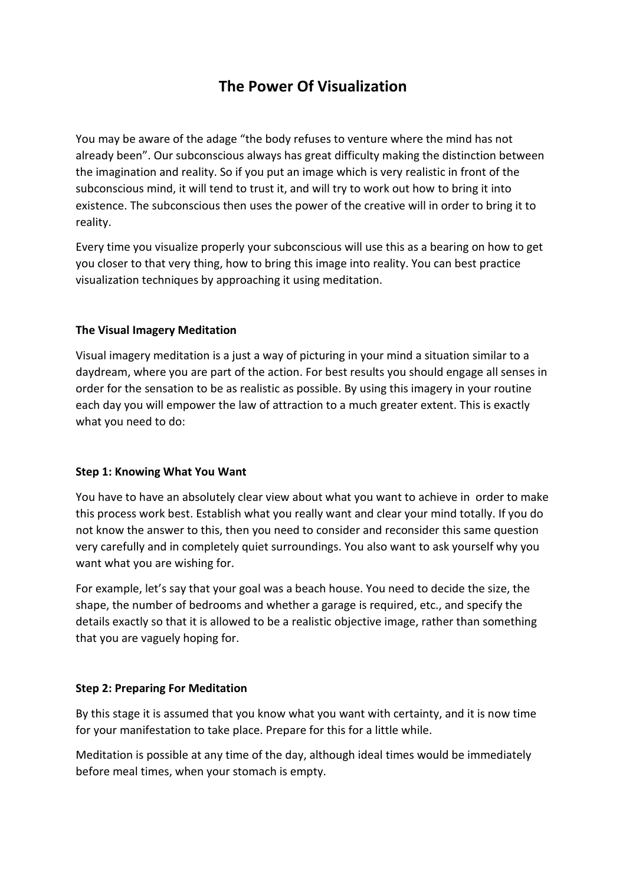# The Power Of Visualization

You may be aware of the adage "the body refuses to venture where the mind has not already been". Our subconscious always has great difficulty making the distinction between the imagination and reality. So if you put an image which is very realistic in front of the subconscious mind, it will tend to trust it, and will try to work out how to bring it into existence. The subconscious then uses the power of the creative will in order to bring it to reality.

Every time you visualize properly your subconscious will use this as a bearing on how to get you closer to that very thing, how to bring this image into reality. You can best practice visualization techniques by approaching it using meditation.

**The Visual Imagery Meditation**

Visual imagery meditation is a just a way of picturing in your mind a situation similar to a daydream, where you are part of the action. For best results you should engage all senses in order for the sensation to be as realistic as possible. By using this imagery in your routine each day you will empower the law of attraction to a much greater extent. This is exactly what you need to do:

**Step 1: Knowing What You Want**

You have to have an absolutely clear view about what you want to achieve in order to make this process work best. Establish what you really want and clear your mind totally. If you do not know the answer to this, then you need to consider and reconsider this same question very carefully and in completely quiet surroundings. You also want to ask yourself why you want what you are wishing for.

For example, let's say that your goal was a beach house. You need to decide the size, the shape, the number of bedrooms and whether a garage is required, etc., and specify the details exactly so that it is allowed to be a realistic objective image, rather than something that you are vaguely hoping for.

**Step 2: Preparing For Meditation**

By this stage it is assumed that you know what you want with certainty, and it is now time for your manifestation to take place. Prepare for this for a little while.

Meditation is possible at any time of the day, although ideal times would be immediately before meal times, when your stomach is empty.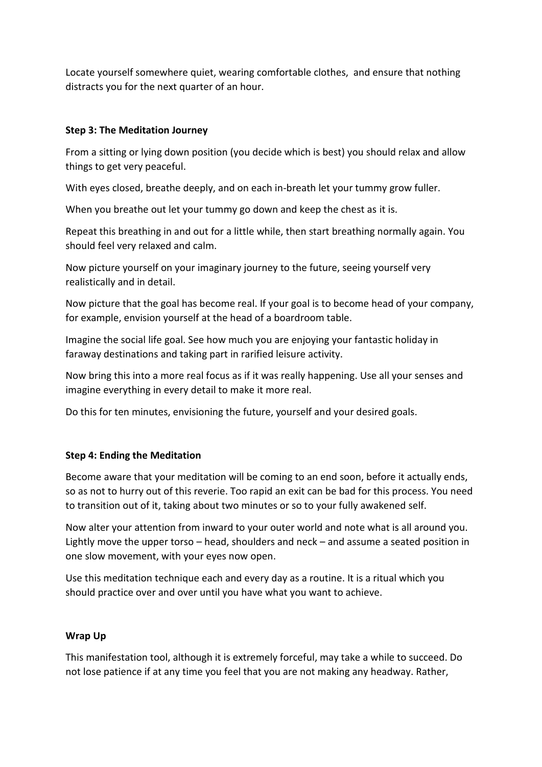Locate yourself somewhere quiet, wearing comfortable clothes,  and ensure that nothing distracts you for the next quarter of an hour.

**Step 3: The Meditation Journey**

From a sitting or lying down position (you decide which is best) you should relax and allow things to get very peaceful.

With eyes closed, breathe deeply, and on each in-breath let your tummy grow fuller.

When you breathe out let your tummy go down and keep the chest as it is.

Repeat this breathing in and out for a little while, then start breathing normally again. You should feel very relaxed and calm.

Now picture yourself on your imaginary journey to the future, seeing yourself very realistically and in detail.

Now picture that the goal has become real. If your goal is to become head of your company, for example, envision yourself at the head of a boardroom table.

Imagine the social life goal. See how much you are enjoying your fantastic holiday in faraway destinations and taking part in rarified leisure activity.

Now bring this into a more real focus as if it was really happening. Use all your senses and imagine everything in every detail to make it more real.

Do this for ten minutes, envisioning the future, yourself and your desired goals.

**Step 4: Ending the Meditation**

Become aware that your meditation will be coming to an end soon, before it actually ends, so as not to hurry out of this reverie. Too rapid an exit can be bad for this process. You need to transition out of it, taking about two minutes or so to your fully awakened self.

Now alter your attention from inward to your outer world and note what is all around you. Lightly move the upper torso – head, shoulders and neck – and assume a seated position in one slow movement, with your eyes now open.

Use this meditation technique each and every day as a routine. It is a ritual which you should practice over and over until you have what you want to achieve.

**Wrap Up**

This manifestation tool, although it is extremely forceful, may take a while to succeed. Do not lose patience if at any time you feel that you are not making any headway. Rather,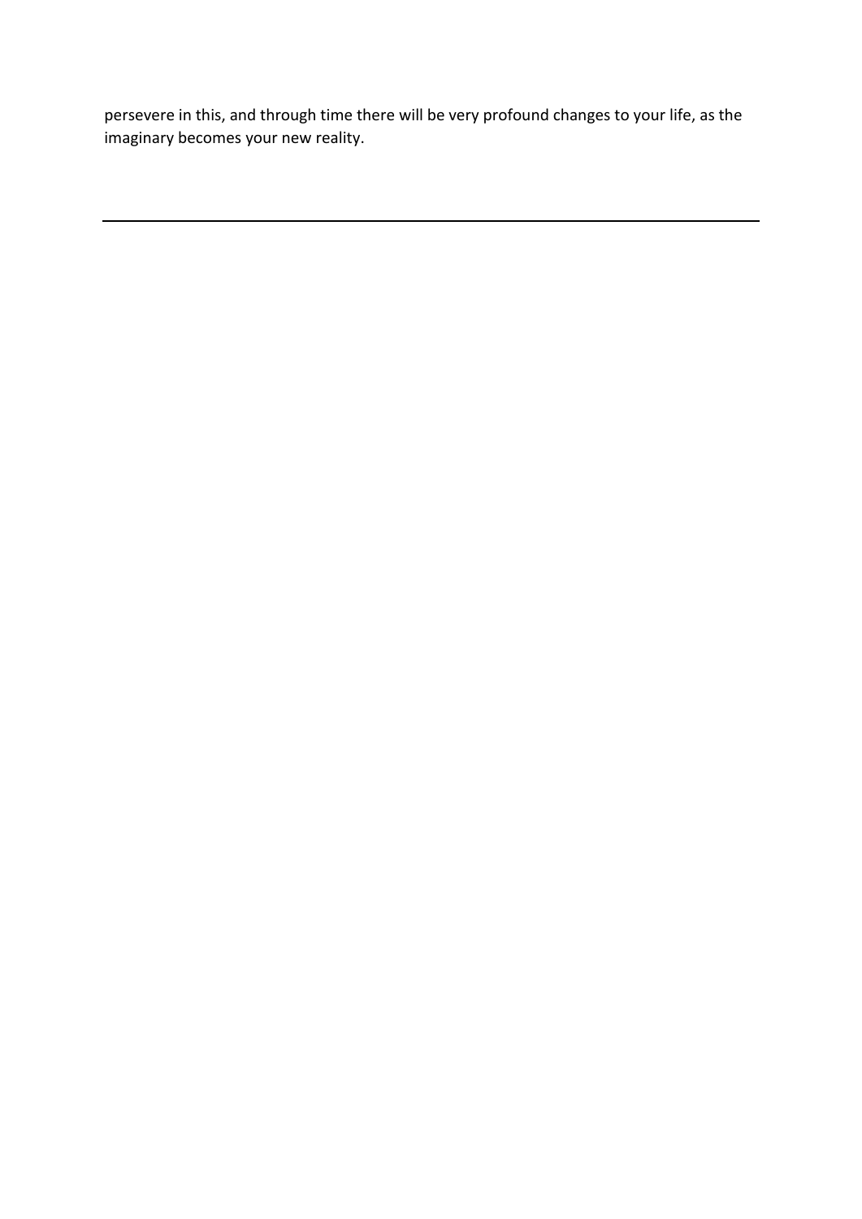persevere in this, and through time there will be very profound changes to your life, as the imaginary becomes your new reality.

---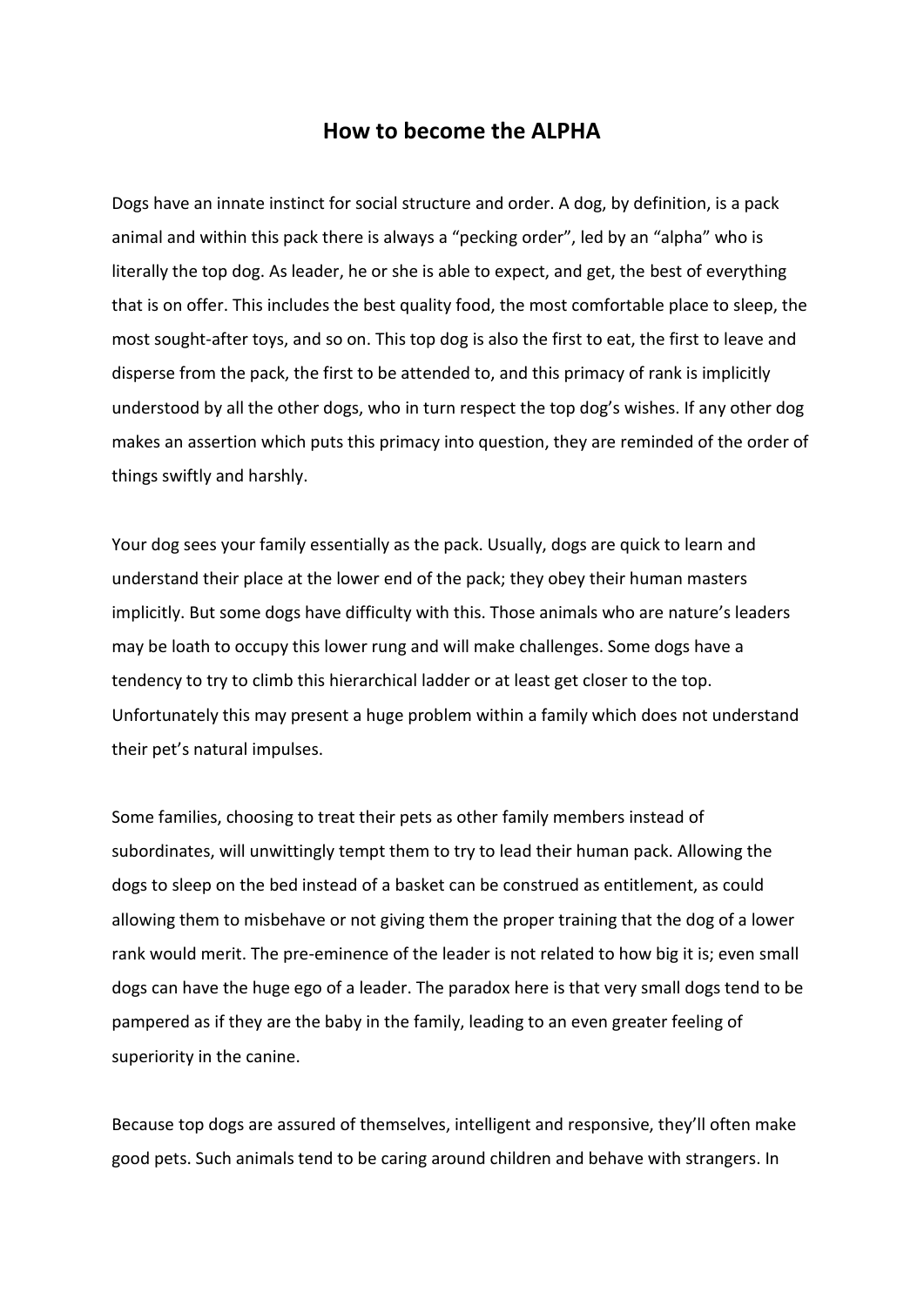# How to become the ALPHA

Dogs have an innate instinct for social structure and order. A dog, by definition, is a pack animal and within this pack there is always a "pecking order", led by an "alpha" who is literally the top dog. As leader, he or she is able to expect, and get, the best of everything that is on offer. This includes the best quality food, the most comfortable place to sleep, the most sought-after toys, and so on. This top dog is also the first to eat, the first to leave and disperse from the pack, the first to be attended to, and this primacy of rank is implicitly understood by all the other dogs, who in turn respect the top dog's wishes. If any other dog makes an assertion which puts this primacy into question, they are reminded of the order of things swiftly and harshly.

Your dog sees your family essentially as the pack. Usually, dogs are quick to learn and understand their place at the lower end of the pack; they obey their human masters implicitly. But some dogs have difficulty with this. Those animals who are nature's leaders may be loath to occupy this lower rung and will make challenges. Some dogs have a tendency to try to climb this hierarchical ladder or at least get closer to the top. Unfortunately this may present a huge problem within a family which does not understand their pet's natural impulses.

Some families, choosing to treat their pets as other family members instead of subordinates, will unwittingly tempt them to try to lead their human pack. Allowing the dogs to sleep on the bed instead of a basket can be construed as entitlement, as could allowing them to misbehave or not giving them the proper training that the dog of a lower rank would merit. The pre-eminence of the leader is not related to how big it is; even small dogs can have the huge ego of a leader. The paradox here is that very small dogs tend to be pampered as if they are the baby in the family, leading to an even greater feeling of superiority in the canine.

Because top dogs are assured of themselves, intelligent and responsive, they'll often make good pets. Such animals tend to be caring around children and behave with strangers. In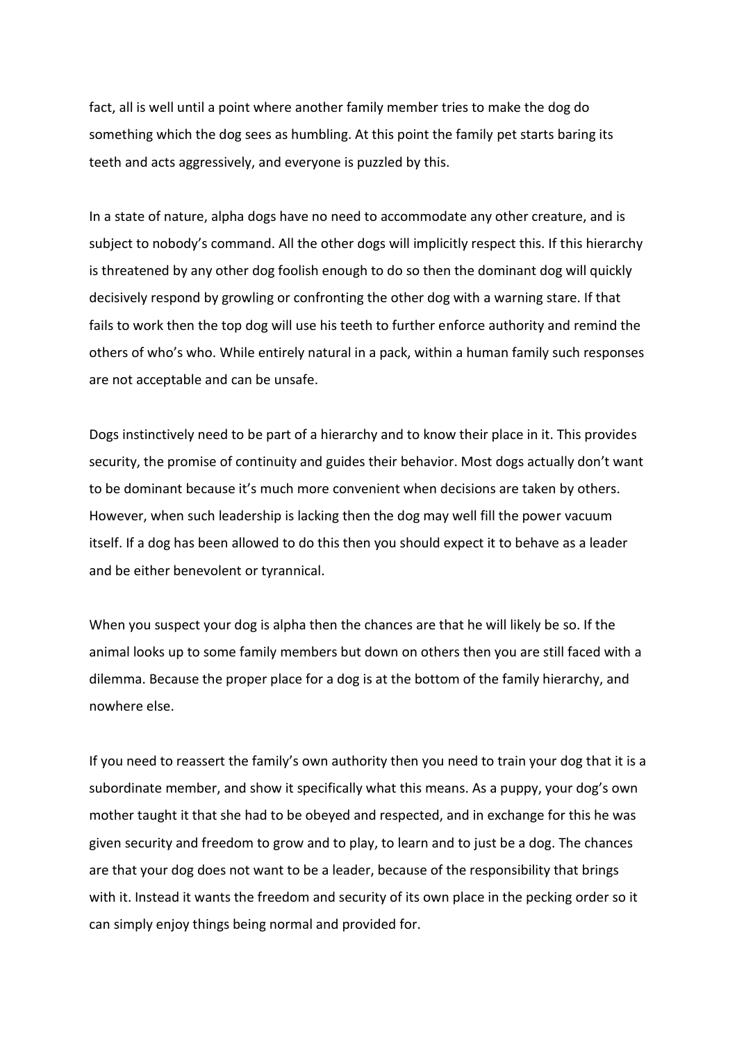fact, all is well until a point where another family member tries to make the dog do something which the dog sees as humbling. At this point the family pet starts baring its teeth and acts aggressively, and everyone is puzzled by this.

In a state of nature, alpha dogs have no need to accommodate any other creature, and is subject to nobody's command. All the other dogs will implicitly respect this. If this hierarchy is threatened by any other dog foolish enough to do so then the dominant dog will quickly decisively respond by growling or confronting the other dog with a warning stare. If that fails to work then the top dog will use his teeth to further enforce authority and remind the others of who's who. While entirely natural in a pack, within a human family such responses are not acceptable and can be unsafe.

Dogs instinctively need to be part of a hierarchy and to know their place in it. This provides security, the promise of continuity and guides their behavior. Most dogs actually don't want to be dominant because it's much more convenient when decisions are taken by others. However, when such leadership is lacking then the dog may well fill the power vacuum itself. If a dog has been allowed to do this then you should expect it to behave as a leader and be either benevolent or tyrannical.

When you suspect your dog is alpha then the chances are that he will likely be so. If the animal looks up to some family members but down on others then you are still faced with a dilemma. Because the proper place for a dog is at the bottom of the family hierarchy, and nowhere else.

If you need to reassert the family's own authority then you need to train your dog that it is a subordinate member, and show it specifically what this means. As a puppy, your dog's own mother taught it that she had to be obeyed and respected, and in exchange for this he was given security and freedom to grow and to play, to learn and to just be a dog. The chances are that your dog does not want to be a leader, because of the responsibility that brings with it. Instead it wants the freedom and security of its own place in the pecking order so it can simply enjoy things being normal and provided for.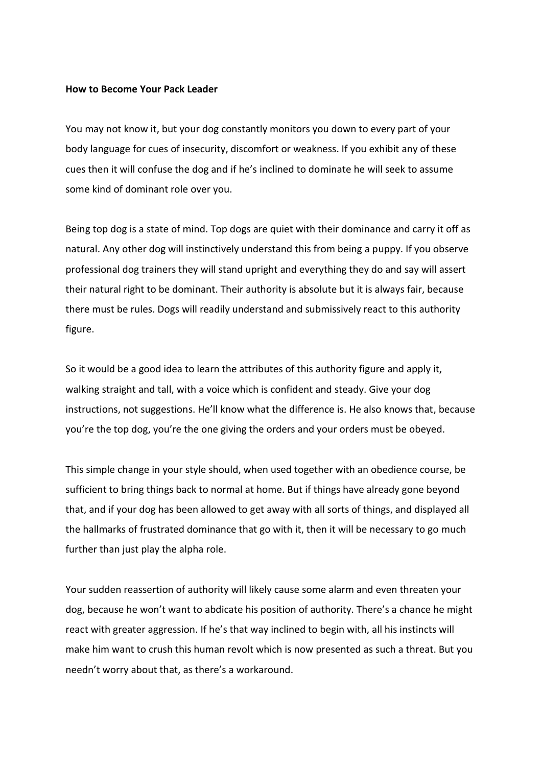**How to Become Your Pack Leader**

You may not know it, but your dog constantly monitors you down to every part of your body language for cues of insecurity, discomfort or weakness. If you exhibit any of these cues then it will confuse the dog and if he's inclined to dominate he will seek to assume some kind of dominant role over you.

Being top dog is a state of mind. Top dogs are quiet with their dominance and carry it off as natural. Any other dog will instinctively understand this from being a puppy. If you observe professional dog trainers they will stand upright and everything they do and say will assert their natural right to be dominant. Their authority is absolute but it is always fair, because there must be rules. Dogs will readily understand and submissively react to this authority figure.

So it would be a good idea to learn the attributes of this authority figure and apply it, walking straight and tall, with a voice which is confident and steady. Give your dog instructions, not suggestions. He'll know what the difference is. He also knows that, because you're the top dog, you're the one giving the orders and your orders must be obeyed.

This simple change in your style should, when used together with an obedience course, be sufficient to bring things back to normal at home. But if things have already gone beyond that, and if your dog has been allowed to get away with all sorts of things, and displayed all the hallmarks of frustrated dominance that go with it, then it will be necessary to go much further than just play the alpha role.

Your sudden reassertion of authority will likely cause some alarm and even threaten your dog, because he won't want to abdicate his position of authority. There's a chance he might react with greater aggression. If he's that way inclined to begin with, all his instincts will make him want to crush this human revolt which is now presented as such a threat. But you needn't worry about that, as there's a workaround.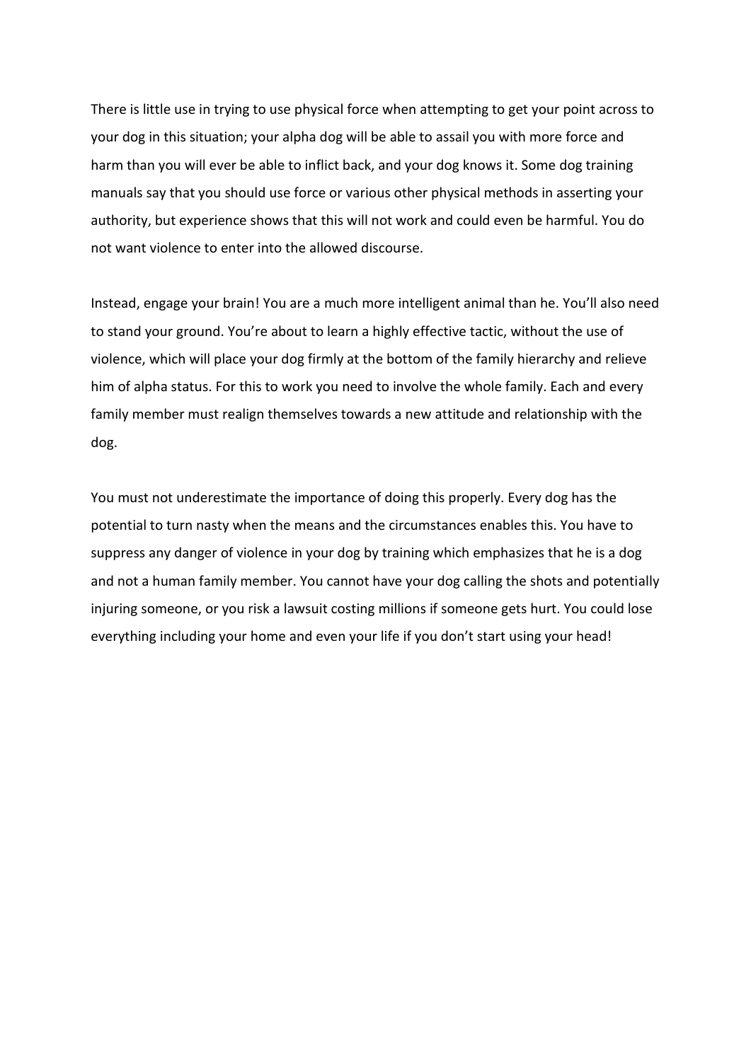There is little use in trying to use physical force when attempting to get your point across to your dog in this situation; your alpha dog will be able to assail you with more force and harm than you will ever be able to inflict back, and your dog knows it. Some dog training manuals say that you should use force or various other physical methods in asserting your authority, but experience shows that this will not work and could even be harmful. You do not want violence to enter into the allowed discourse.

Instead, engage your brain! You are a much more intelligent animal than he. You'll also need to stand your ground. You're about to learn a highly effective tactic, without the use of violence, which will place your dog firmly at the bottom of the family hierarchy and relieve him of alpha status. For this to work you need to involve the whole family. Each and every family member must realign themselves towards a new attitude and relationship with the dog.

You must not underestimate the importance of doing this properly. Every dog has the potential to turn nasty when the means and the circumstances enables this. You have to suppress any danger of violence in your dog by training which emphasizes that he is a dog and not a human family member. You cannot have your dog calling the shots and potentially injuring someone, or you risk a lawsuit costing millions if someone gets hurt. You could lose everything including your home and even your life if you don't start using your head!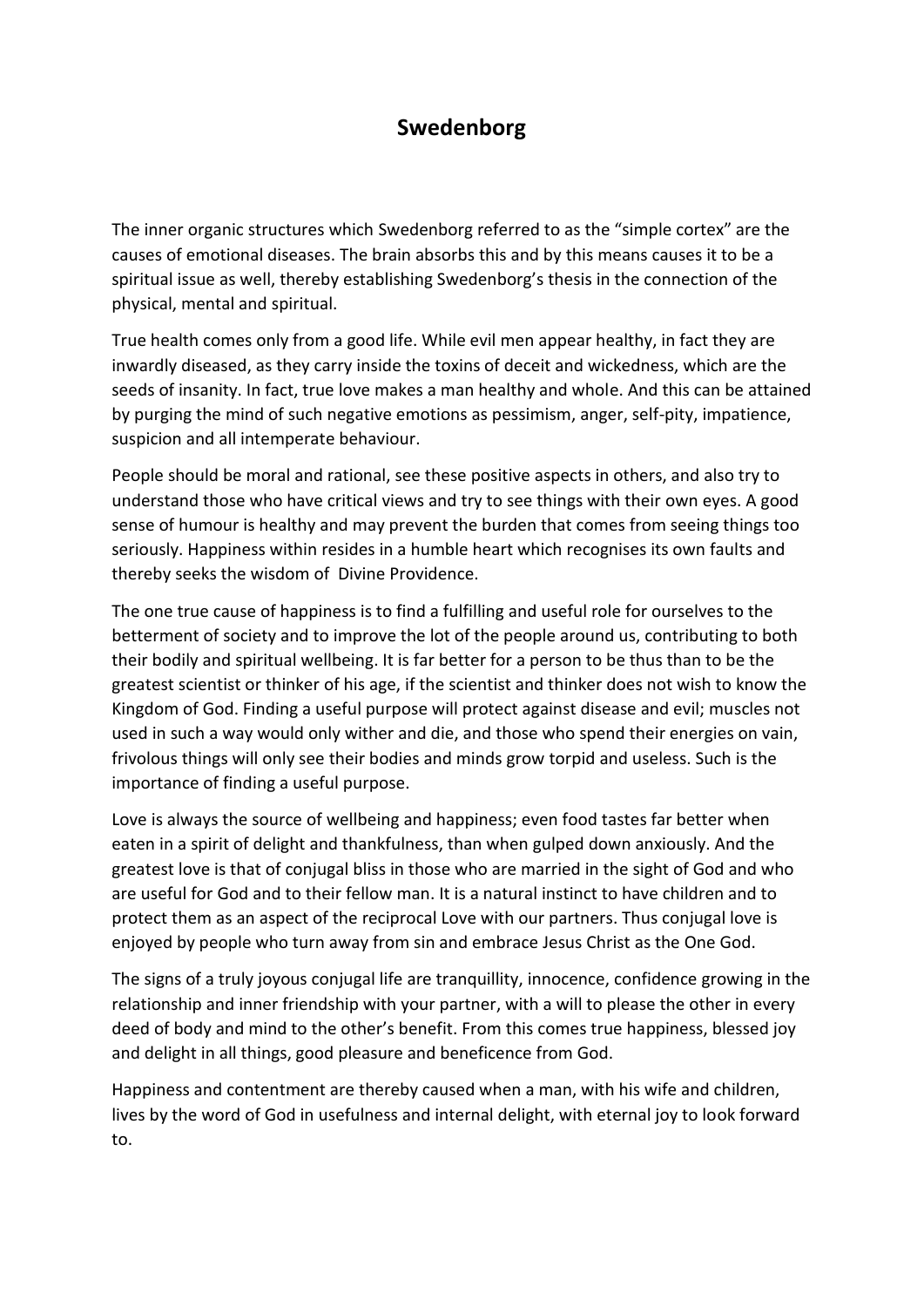# Swedenborg

The inner organic structures which Swedenborg referred to as the "simple cortex" are the causes of emotional diseases. The brain absorbs this and by this means causes it to be a spiritual issue as well, thereby establishing Swedenborg's thesis in the connection of the physical, mental and spiritual.

True health comes only from a good life. While evil men appear healthy, in fact they are inwardly diseased, as they carry inside the toxins of deceit and wickedness, which are the seeds of insanity. In fact, true love makes a man healthy and whole. And this can be attained by purging the mind of such negative emotions as pessimism, anger, self-pity, impatience, suspicion and all intemperate behaviour.

People should be moral and rational, see these positive aspects in others, and also try to understand those who have critical views and try to see things with their own eyes. A good sense of humour is healthy and may prevent the burden that comes from seeing things too seriously. Happiness within resides in a humble heart which recognises its own faults and thereby seeks the wisdom of Divine Providence.

The one true cause of happiness is to find a fulfilling and useful role for ourselves to the betterment of society and to improve the lot of the people around us, contributing to both their bodily and spiritual wellbeing. It is far better for a person to be thus than to be the greatest scientist or thinker of his age, if the scientist and thinker does not wish to know the Kingdom of God. Finding a useful purpose will protect against disease and evil; muscles not used in such a way would only wither and die, and those who spend their energies on vain, frivolous things will only see their bodies and minds grow torpid and useless. Such is the importance of finding a useful purpose.

Love is always the source of wellbeing and happiness; even food tastes far better when eaten in a spirit of delight and thankfulness, than when gulped down anxiously. And the greatest love is that of conjugal bliss in those who are married in the sight of God and who are useful for God and to their fellow man. It is a natural instinct to have children and to protect them as an aspect of the reciprocal Love with our partners. Thus conjugal love is enjoyed by people who turn away from sin and embrace Jesus Christ as the One God.

The signs of a truly joyous conjugal life are tranquillity, innocence, confidence growing in the relationship and inner friendship with your partner, with a will to please the other in every deed of body and mind to the other's benefit. From this comes true happiness, blessed joy and delight in all things, good pleasure and beneficence from God.

Happiness and contentment are thereby caused when a man, with his wife and children, lives by the word of God in usefulness and internal delight, with eternal joy to look forward to.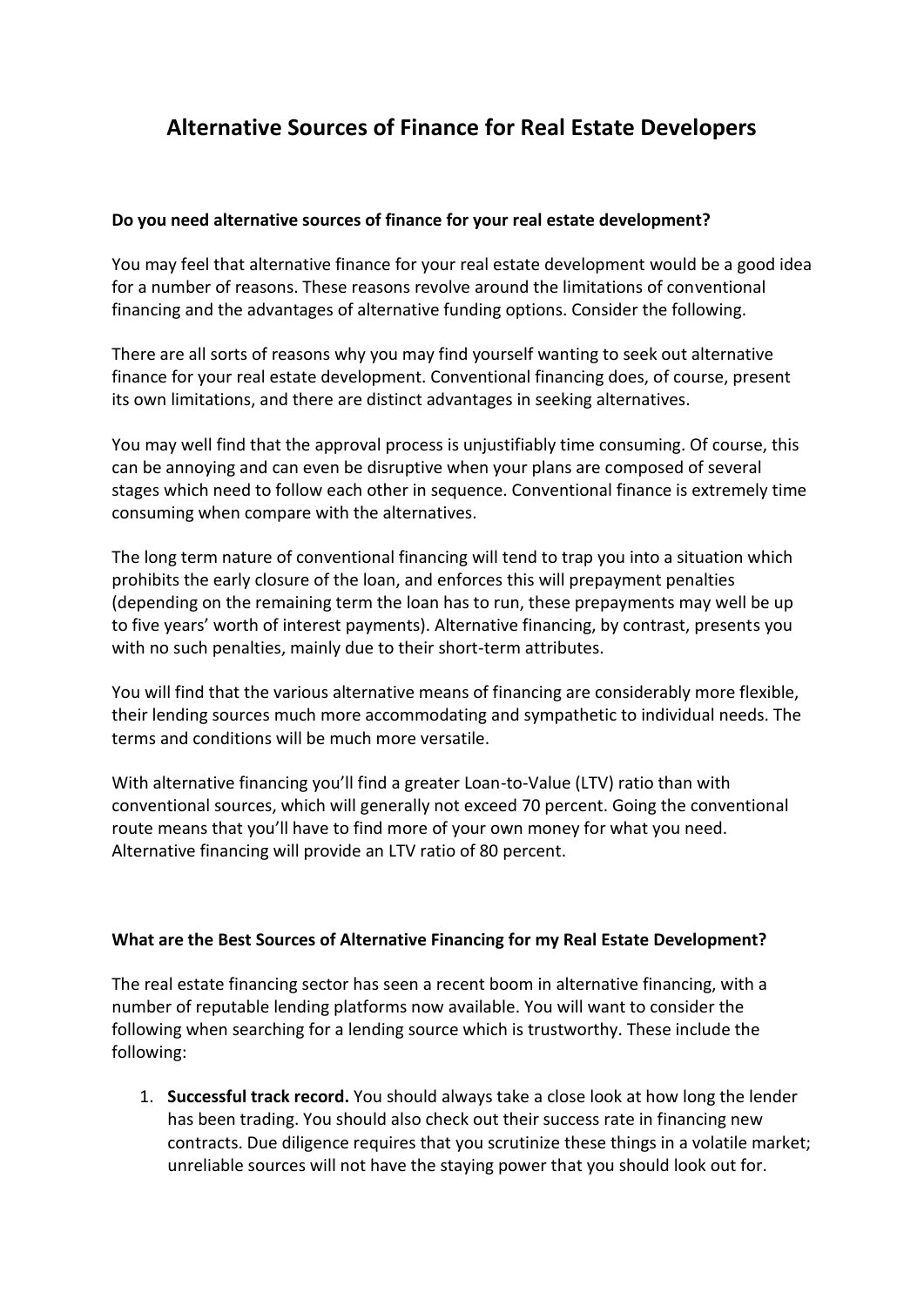# Alternative Sources of Finance for Real Estate Developers

**Do you need alternative sources of finance for your real estate development?**

You may feel that alternative finance for your real estate development would be a good idea for a number of reasons. These reasons revolve around the limitations of conventional financing and the advantages of alternative funding options. Consider the following.

There are all sorts of reasons why you may find yourself wanting to seek out alternative finance for your real estate development. Conventional financing does, of course, present its own limitations, and there are distinct advantages in seeking alternatives.

You may well find that the approval process is unjustifiably time consuming. Of course, this can be annoying and can even be disruptive when your plans are composed of several stages which need to follow each other in sequence. Conventional finance is extremely time consuming when compare with the alternatives.

The long term nature of conventional financing will tend to trap you into a situation which prohibits the early closure of the loan, and enforces this will prepayment penalties (depending on the remaining term the loan has to run, these prepayments may well be up to five years' worth of interest payments). Alternative financing, by contrast, presents you with no such penalties, mainly due to their short-term attributes.

You will find that the various alternative means of financing are considerably more flexible, their lending sources much more accommodating and sympathetic to individual needs. The terms and conditions will be much more versatile.

With alternative financing you'll find a greater Loan-to-Value (LTV) ratio than with conventional sources, which will generally not exceed 70 percent. Going the conventional route means that you'll have to find more of your own money for what you need. Alternative financing will provide an LTV ratio of 80 percent.

**What are the Best Sources of Alternative Financing for my Real Estate Development?**

The real estate financing sector has seen a recent boom in alternative financing, with a number of reputable lending platforms now available. You will want to consider the following when searching for a lending source which is trustworthy. These include the following:

1. **Successful track record.** You should always take a close look at how long the lender has been trading. You should also check out their success rate in financing new contracts. Due diligence requires that you scrutinize these things in a volatile market; unreliable sources will not have the staying power that you should look out for.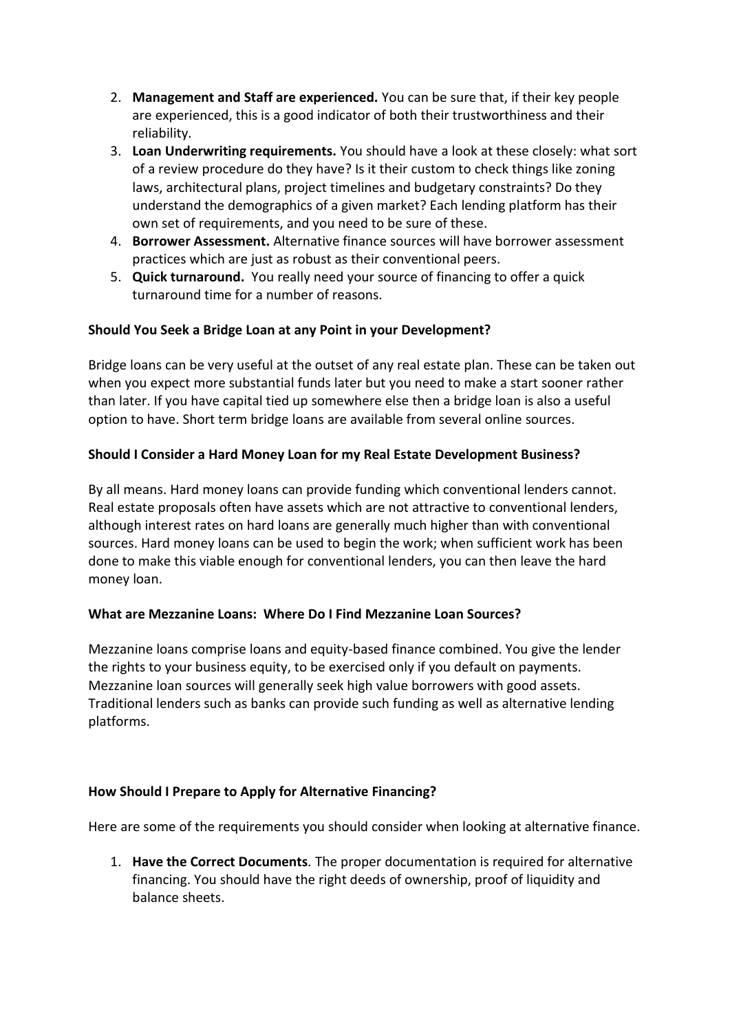2. **Management and Staff are experienced.** You can be sure that, if their key people are experienced, this is a good indicator of both their trustworthiness and their reliability.
3. **Loan Underwriting requirements.** You should have a look at these closely: what sort of a review procedure do they have? Is it their custom to check things like zoning laws, architectural plans, project timelines and budgetary constraints? Do they understand the demographics of a given market? Each lending platform has their own set of requirements, and you need to be sure of these.
4. **Borrower Assessment.** Alternative finance sources will have borrower assessment practices which are just as robust as their conventional peers.
5. **Quick turnaround.** You really need your source of financing to offer a quick turnaround time for a number of reasons.

**Should You Seek a Bridge Loan at any Point in your Development?**

Bridge loans can be very useful at the outset of any real estate plan. These can be taken out when you expect more substantial funds later but you need to make a start sooner rather than later. If you have capital tied up somewhere else then a bridge loan is also a useful option to have. Short term bridge loans are available from several online sources.

**Should I Consider a Hard Money Loan for my Real Estate Development Business?**

By all means. Hard money loans can provide funding which conventional lenders cannot. Real estate proposals often have assets which are not attractive to conventional lenders, although interest rates on hard loans are generally much higher than with conventional sources. Hard money loans can be used to begin the work; when sufficient work has been done to make this viable enough for conventional lenders, you can then leave the hard money loan.

**What are Mezzanine Loans: Where Do I Find Mezzanine Loan Sources?**

Mezzanine loans comprise loans and equity-based finance combined. You give the lender the rights to your business equity, to be exercised only if you default on payments. Mezzanine loan sources will generally seek high value borrowers with good assets. Traditional lenders such as banks can provide such funding as well as alternative lending platforms.

**How Should I Prepare to Apply for Alternative Financing?**

Here are some of the requirements you should consider when looking at alternative finance.

1. **Have the Correct Documents**. The proper documentation is required for alternative financing. You should have the right deeds of ownership, proof of liquidity and balance sheets.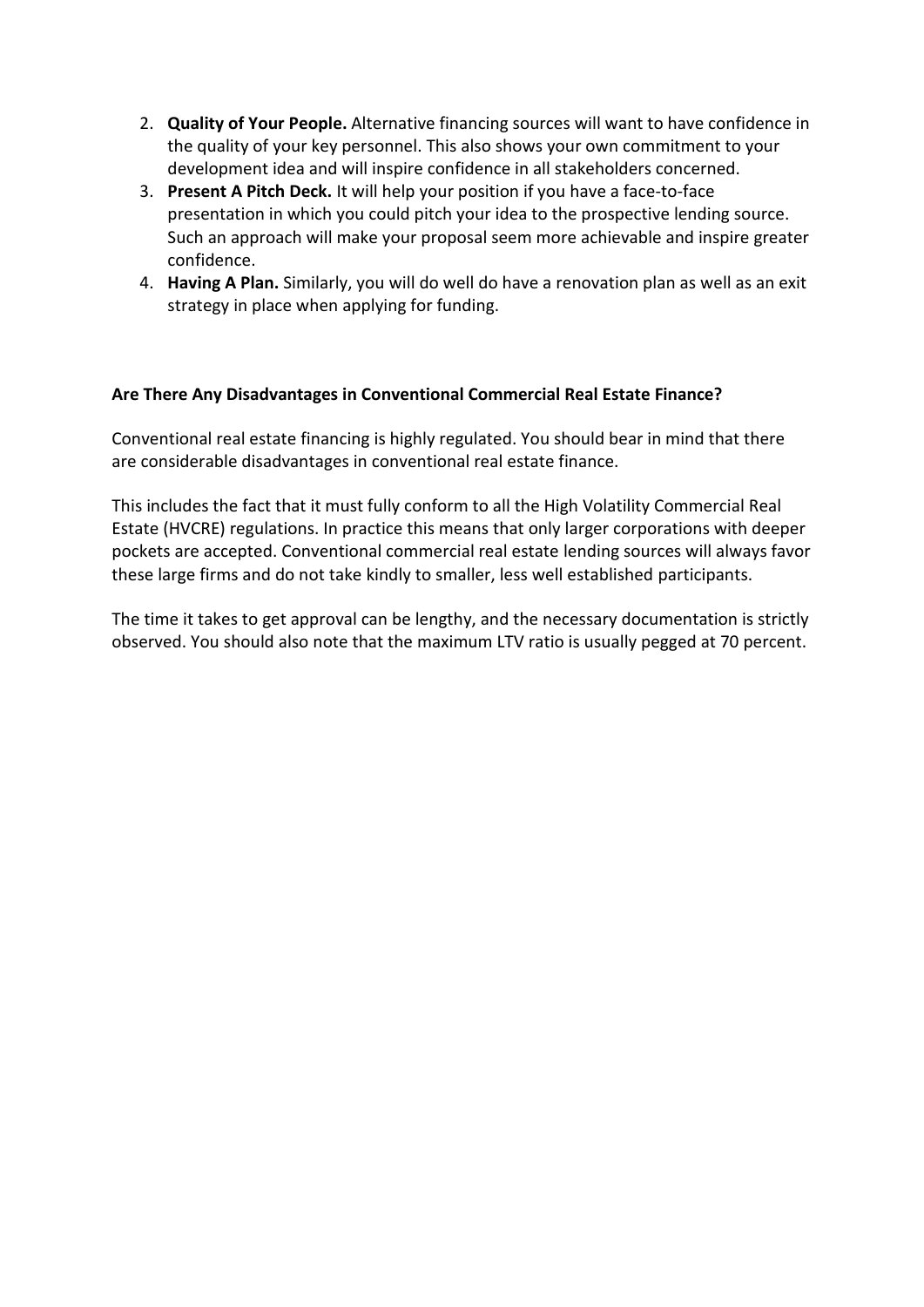2. **Quality of Your People.** Alternative financing sources will want to have confidence in the quality of your key personnel. This also shows your own commitment to your development idea and will inspire confidence in all stakeholders concerned.
3. **Present A Pitch Deck.** It will help your position if you have a face-to-face presentation in which you could pitch your idea to the prospective lending source. Such an approach will make your proposal seem more achievable and inspire greater confidence.
4. **Having A Plan.** Similarly, you will do well do have a renovation plan as well as an exit strategy in place when applying for funding.

**Are There Any Disadvantages in Conventional Commercial Real Estate Finance?**

Conventional real estate financing is highly regulated. You should bear in mind that there are considerable disadvantages in conventional real estate finance.

This includes the fact that it must fully conform to all the High Volatility Commercial Real Estate (HVCRE) regulations. In practice this means that only larger corporations with deeper pockets are accepted. Conventional commercial real estate lending sources will always favor these large firms and do not take kindly to smaller, less well established participants.

The time it takes to get approval can be lengthy, and the necessary documentation is strictly observed. You should also note that the maximum LTV ratio is usually pegged at 70 percent.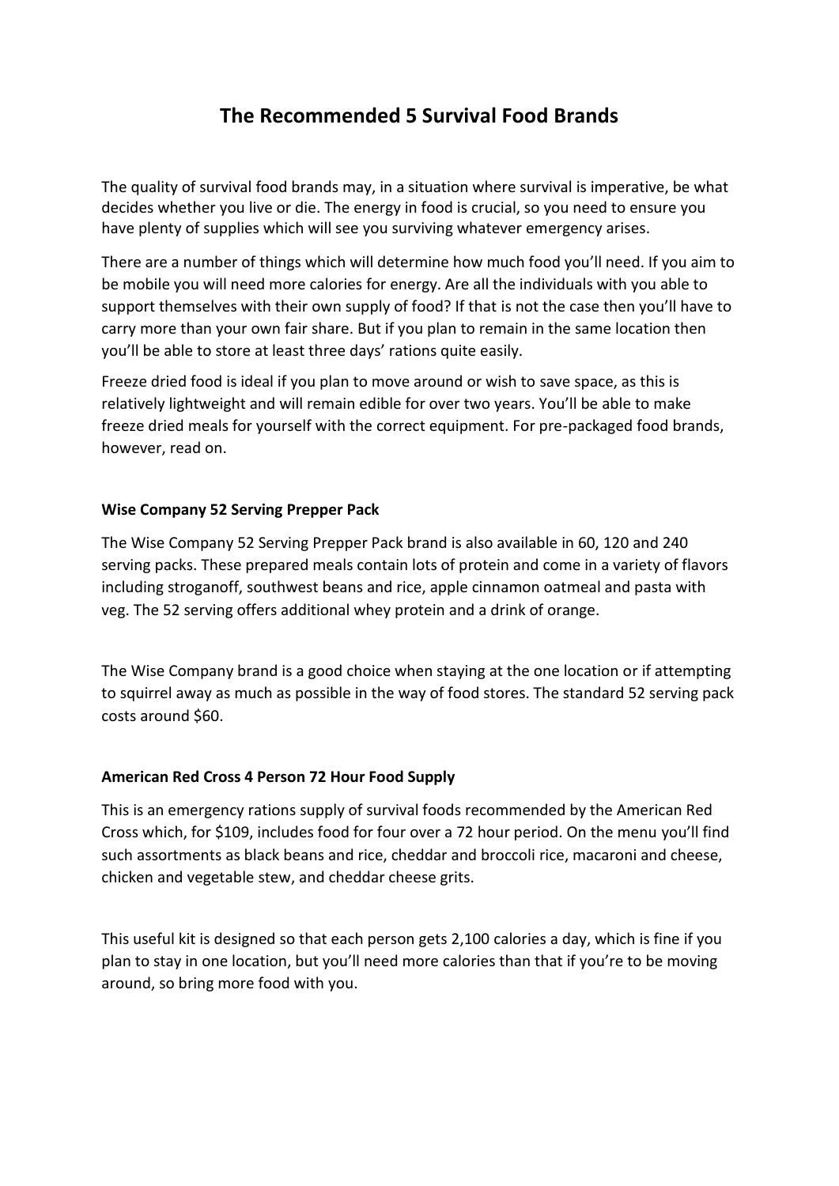# The Recommended 5 Survival Food Brands

The quality of survival food brands may, in a situation where survival is imperative, be what decides whether you live or die. The energy in food is crucial, so you need to ensure you have plenty of supplies which will see you surviving whatever emergency arises.

There are a number of things which will determine how much food you'll need. If you aim to be mobile you will need more calories for energy. Are all the individuals with you able to support themselves with their own supply of food? If that is not the case then you'll have to carry more than your own fair share. But if you plan to remain in the same location then you'll be able to store at least three days' rations quite easily.

Freeze dried food is ideal if you plan to move around or wish to save space, as this is relatively lightweight and will remain edible for over two years. You'll be able to make freeze dried meals for yourself with the correct equipment. For pre-packaged food brands, however, read on.

**Wise Company 52 Serving Prepper Pack**

The Wise Company 52 Serving Prepper Pack brand is also available in 60, 120 and 240 serving packs. These prepared meals contain lots of protein and come in a variety of flavors including stroganoff, southwest beans and rice, apple cinnamon oatmeal and pasta with veg. The 52 serving offers additional whey protein and a drink of orange.

The Wise Company brand is a good choice when staying at the one location or if attempting to squirrel away as much as possible in the way of food stores. The standard 52 serving pack costs around $60.

**American Red Cross 4 Person 72 Hour Food Supply**

This is an emergency rations supply of survival foods recommended by the American Red Cross which, for $109, includes food for four over a 72 hour period. On the menu you'll find such assortments as black beans and rice, cheddar and broccoli rice, macaroni and cheese, chicken and vegetable stew, and cheddar cheese grits.

This useful kit is designed so that each person gets 2,100 calories a day, which is fine if you plan to stay in one location, but you'll need more calories than that if you're to be moving around, so bring more food with you.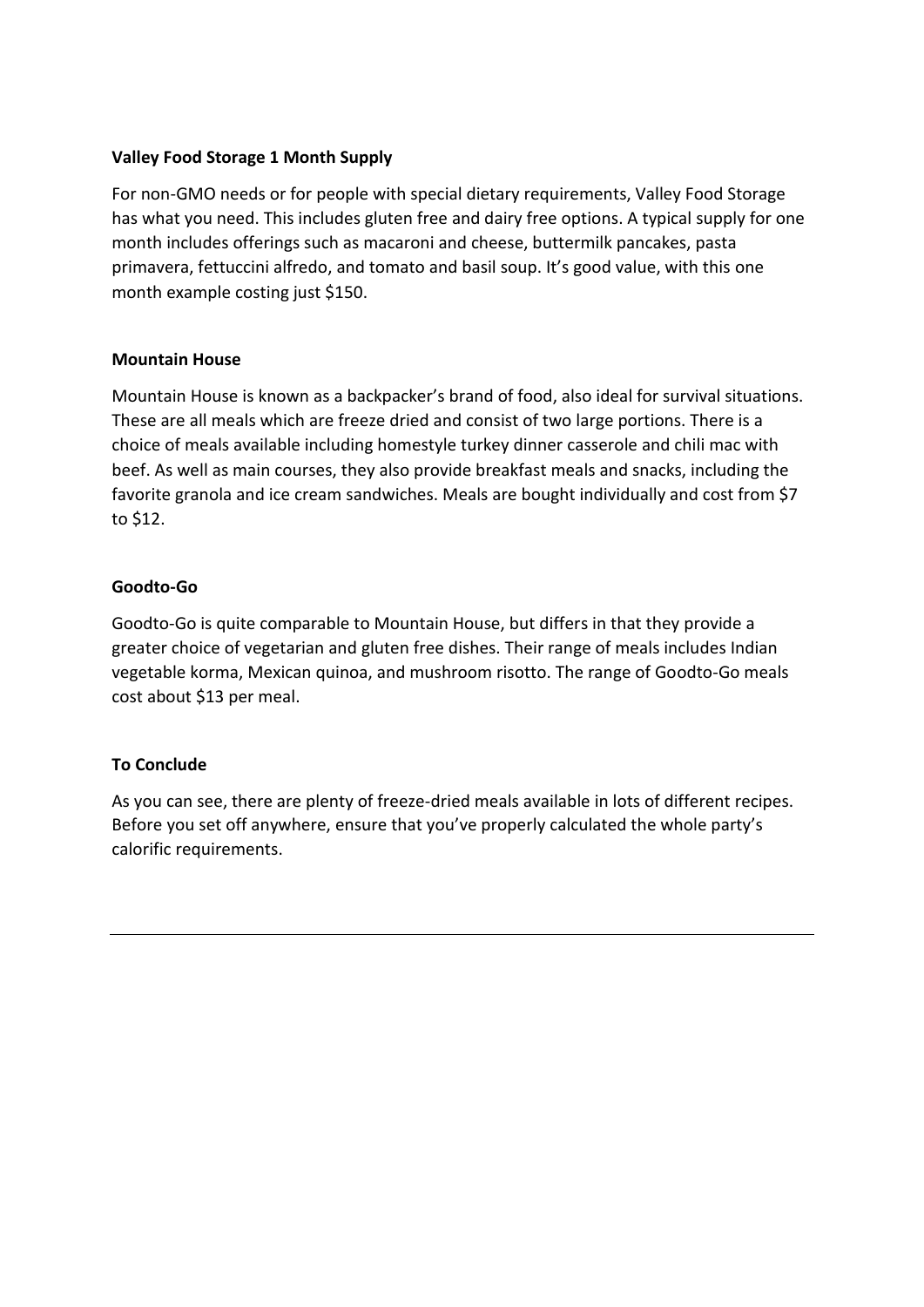**Valley Food Storage 1 Month Supply**

For non-GMO needs or for people with special dietary requirements, Valley Food Storage has what you need. This includes gluten free and dairy free options. A typical supply for one month includes offerings such as macaroni and cheese, buttermilk pancakes, pasta primavera, fettuccini alfredo, and tomato and basil soup. It's good value, with this one month example costing just $150.

**Mountain House**

Mountain House is known as a backpacker's brand of food, also ideal for survival situations. These are all meals which are freeze dried and consist of two large portions. There is a choice of meals available including homestyle turkey dinner casserole and chili mac with beef. As well as main courses, they also provide breakfast meals and snacks, including the favorite granola and ice cream sandwiches. Meals are bought individually and cost from $7 to $12.

**Goodto-Go**

Goodto-Go is quite comparable to Mountain House, but differs in that they provide a greater choice of vegetarian and gluten free dishes. Their range of meals includes Indian vegetable korma, Mexican quinoa, and mushroom risotto. The range of Goodto-Go meals cost about $13 per meal.

**To Conclude**

As you can see, there are plenty of freeze-dried meals available in lots of different recipes. Before you set off anywhere, ensure that you've properly calculated the whole party's calorific requirements.

---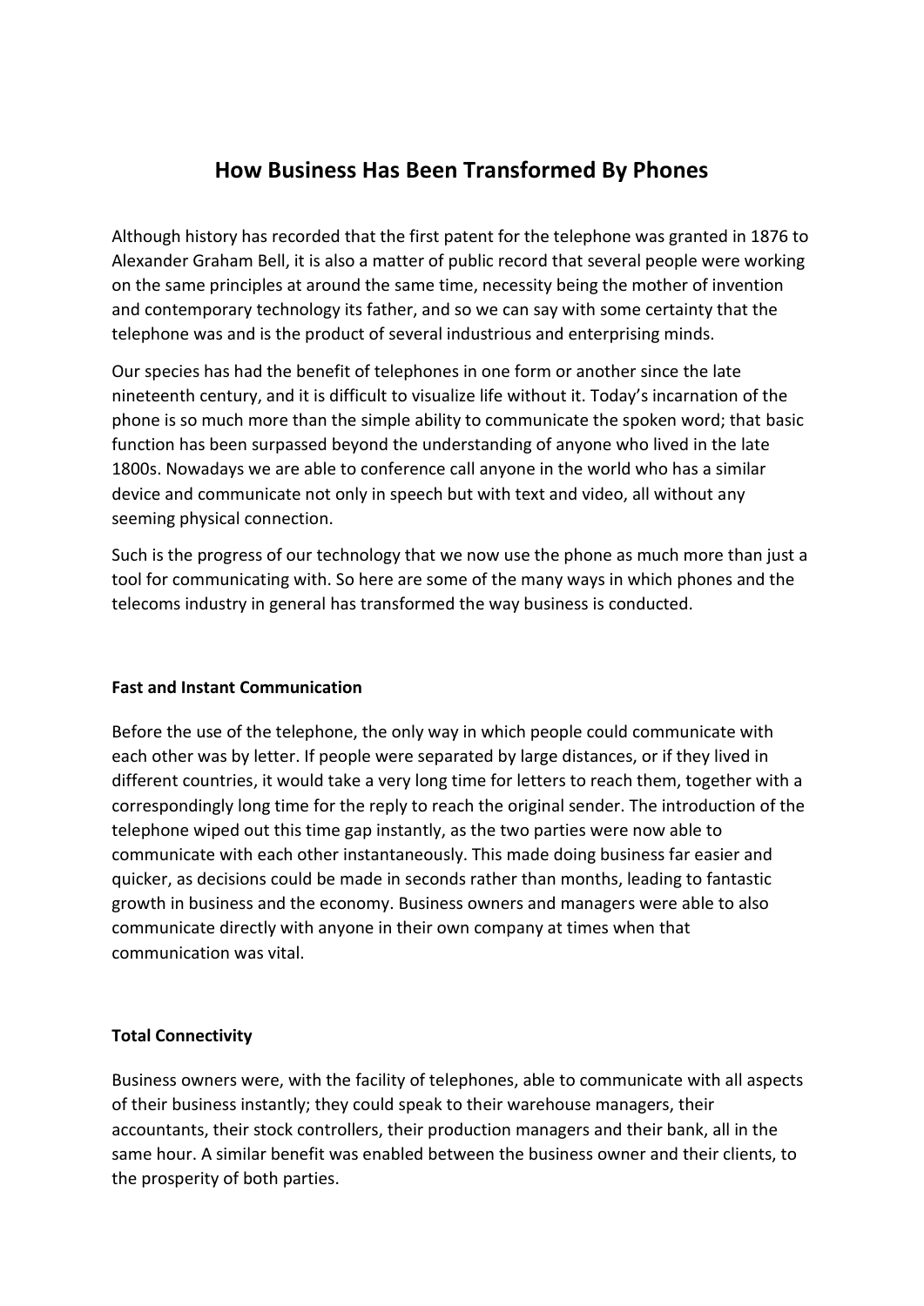# How Business Has Been Transformed By Phones

Although history has recorded that the first patent for the telephone was granted in 1876 to Alexander Graham Bell, it is also a matter of public record that several people were working on the same principles at around the same time, necessity being the mother of invention and contemporary technology its father, and so we can say with some certainty that the telephone was and is the product of several industrious and enterprising minds.

Our species has had the benefit of telephones in one form or another since the late nineteenth century, and it is difficult to visualize life without it. Today's incarnation of the phone is so much more than the simple ability to communicate the spoken word; that basic function has been surpassed beyond the understanding of anyone who lived in the late 1800s. Nowadays we are able to conference call anyone in the world who has a similar device and communicate not only in speech but with text and video, all without any seeming physical connection.

Such is the progress of our technology that we now use the phone as much more than just a tool for communicating with. So here are some of the many ways in which phones and the telecoms industry in general has transformed the way business is conducted.

**Fast and Instant Communication**

Before the use of the telephone, the only way in which people could communicate with each other was by letter. If people were separated by large distances, or if they lived in different countries, it would take a very long time for letters to reach them, together with a correspondingly long time for the reply to reach the original sender. The introduction of the telephone wiped out this time gap instantly, as the two parties were now able to communicate with each other instantaneously. This made doing business far easier and quicker, as decisions could be made in seconds rather than months, leading to fantastic growth in business and the economy. Business owners and managers were able to also communicate directly with anyone in their own company at times when that communication was vital.

**Total Connectivity**

Business owners were, with the facility of telephones, able to communicate with all aspects of their business instantly; they could speak to their warehouse managers, their accountants, their stock controllers, their production managers and their bank, all in the same hour. A similar benefit was enabled between the business owner and their clients, to the prosperity of both parties.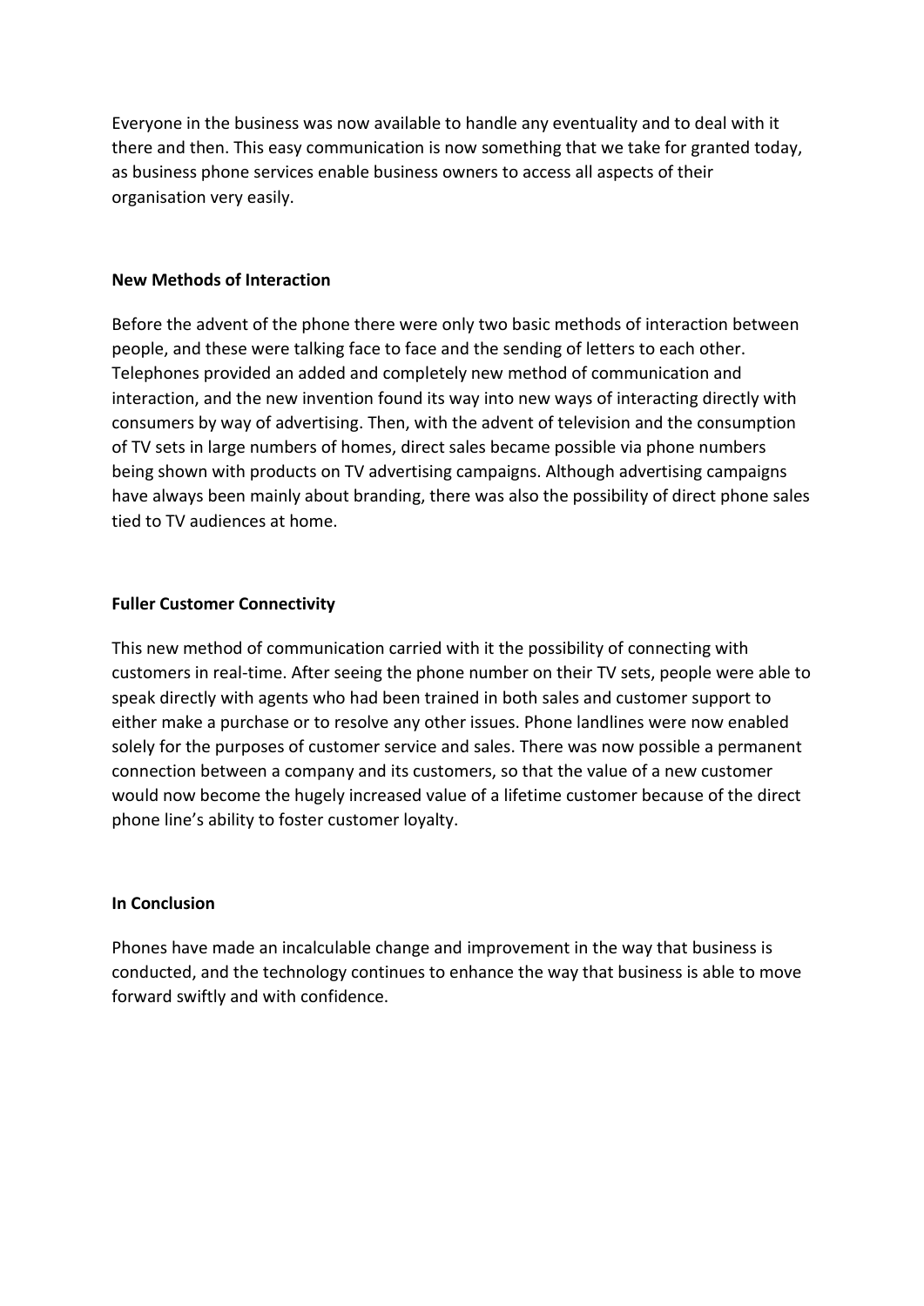Everyone in the business was now available to handle any eventuality and to deal with it there and then. This easy communication is now something that we take for granted today, as business phone services enable business owners to access all aspects of their organisation very easily.

**New Methods of Interaction**

Before the advent of the phone there were only two basic methods of interaction between people, and these were talking face to face and the sending of letters to each other. Telephones provided an added and completely new method of communication and interaction, and the new invention found its way into new ways of interacting directly with consumers by way of advertising. Then, with the advent of television and the consumption of TV sets in large numbers of homes, direct sales became possible via phone numbers being shown with products on TV advertising campaigns. Although advertising campaigns have always been mainly about branding, there was also the possibility of direct phone sales tied to TV audiences at home.

**Fuller Customer Connectivity**

This new method of communication carried with it the possibility of connecting with customers in real-time. After seeing the phone number on their TV sets, people were able to speak directly with agents who had been trained in both sales and customer support to either make a purchase or to resolve any other issues. Phone landlines were now enabled solely for the purposes of customer service and sales. There was now possible a permanent connection between a company and its customers, so that the value of a new customer would now become the hugely increased value of a lifetime customer because of the direct phone line's ability to foster customer loyalty.

**In Conclusion**

Phones have made an incalculable change and improvement in the way that business is conducted, and the technology continues to enhance the way that business is able to move forward swiftly and with confidence.